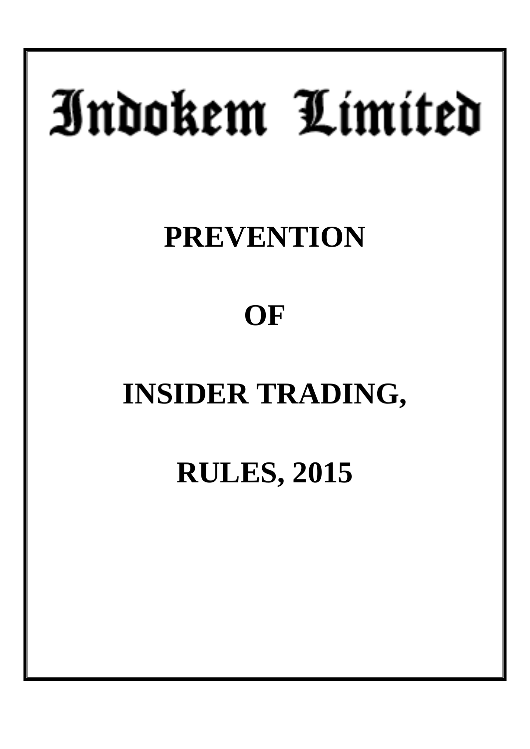# Indokem Limited

## PREVENTION

## OF

## INSIDER TRADING,

## RULES, 2015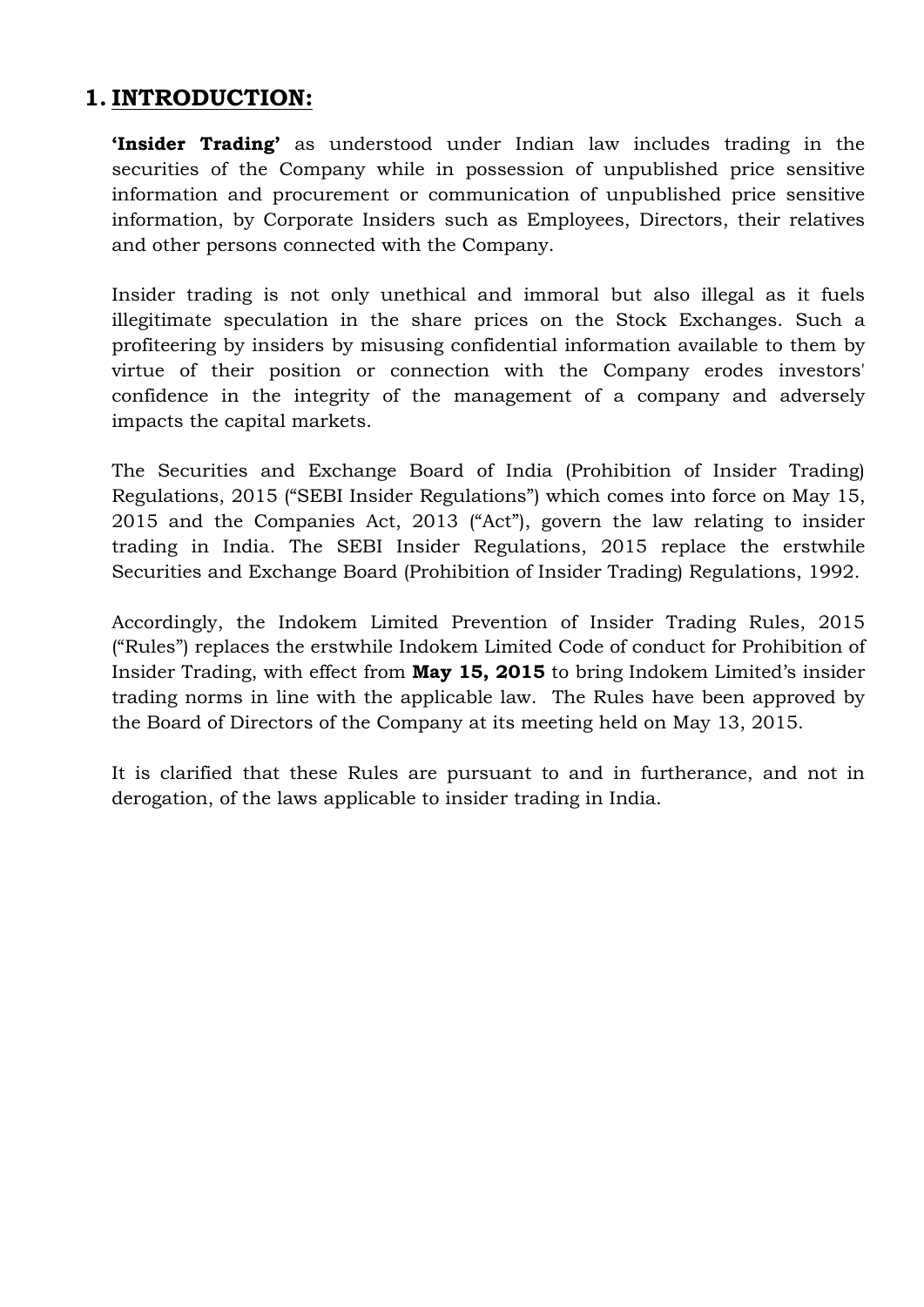## 1. INTRODUCTION:

**'Insider Trading'** as understood under Indian law includes trading in the securities of the Company while in possession of unpublished price sensitive information and procurement or communication of unpublished price sensitive information, by Corporate Insiders such as Employees, Directors, their relatives and other persons connected with the Company.

Insider trading is not only unethical and immoral but also illegal as it fuels illegitimate speculation in the share prices on the Stock Exchanges. Such a profiteering by insiders by misusing confidential information available to them by virtue of their position or connection with the Company erodes investors' confidence in the integrity of the management of a company and adversely impacts the capital markets.

The Securities and Exchange Board of India (Prohibition of Insider Trading) Regulations, 2015 ("SEBI Insider Regulations") which comes into force on May 15, 2015 and the Companies Act, 2013 ("Act"), govern the law relating to insider trading in India. The SEBI Insider Regulations, 2015 replace the erstwhile Securities and Exchange Board (Prohibition of Insider Trading) Regulations, 1992.

Accordingly, the Indokem Limited Prevention of Insider Trading Rules, 2015 ("Rules") replaces the erstwhile Indokem Limited Code of conduct for Prohibition of Insider Trading, with effect from **May 15, 2015** to bring Indokem Limited's insider trading norms in line with the applicable law. The Rules have been approved by the Board of Directors of the Company at its meeting held on May 13, 2015.

It is clarified that these Rules are pursuant to and in furtherance, and not in derogation, of the laws applicable to insider trading in India.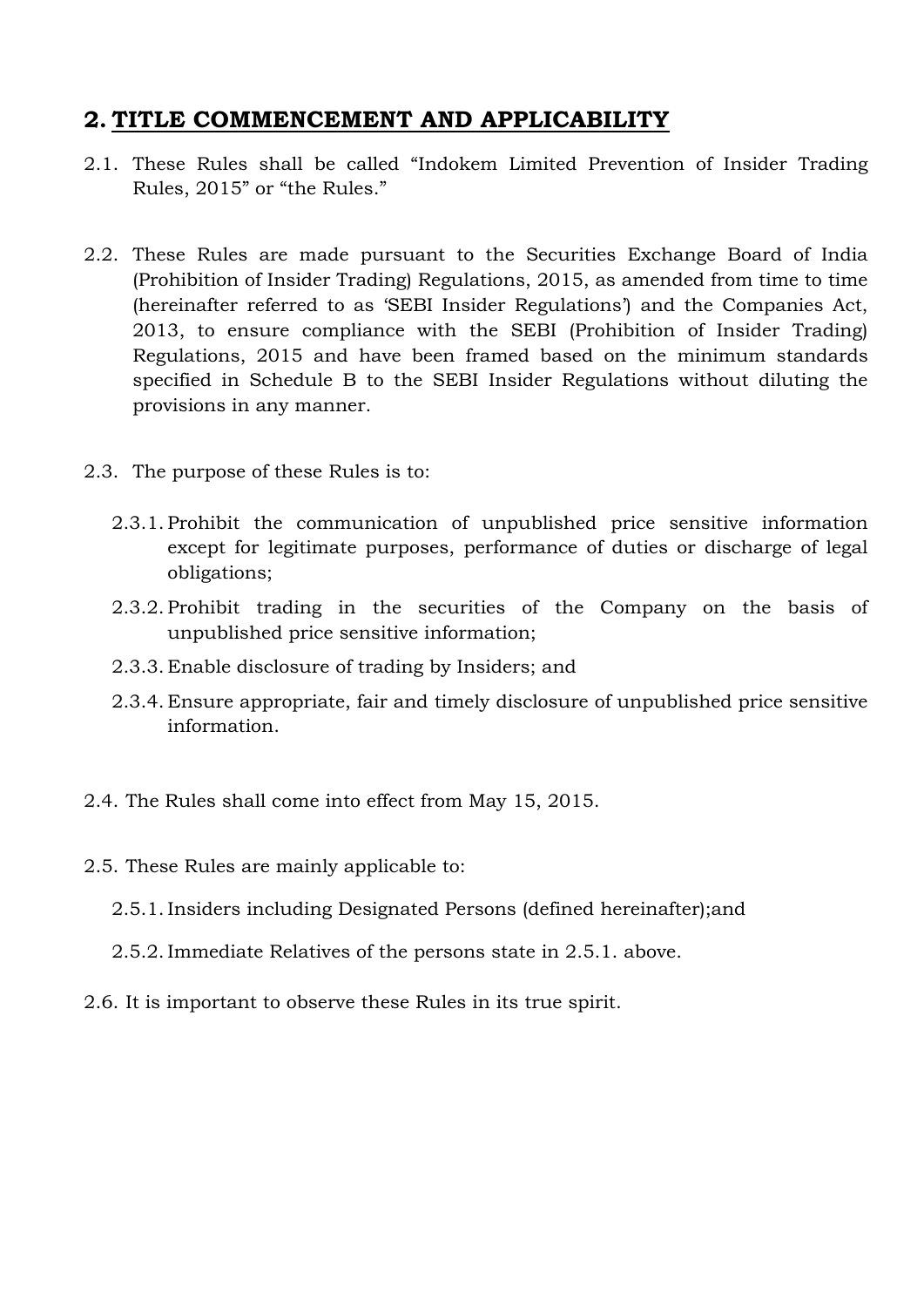## 2. TITLE COMMENCEMENT AND APPLICABILITY

2.1. These Rules shall be called "Indokem Limited Prevention of Insider Trading Rules, 2015" or "the Rules."

2.2. These Rules are made pursuant to the Securities Exchange Board of India (Prohibition of Insider Trading) Regulations, 2015, as amended from time to time (hereinafter referred to as 'SEBI Insider Regulations') and the Companies Act, 2013, to ensure compliance with the SEBI (Prohibition of Insider Trading) Regulations, 2015 and have been framed based on the minimum standards specified in Schedule B to the SEBI Insider Regulations without diluting the provisions in any manner.

2.3. The purpose of these Rules is to:

- 2.3.1. Prohibit the communication of unpublished price sensitive information except for legitimate purposes, performance of duties or discharge of legal obligations;
- 2.3.2. Prohibit trading in the securities of the Company on the basis of unpublished price sensitive information;
- 2.3.3. Enable disclosure of trading by Insiders; and
- 2.3.4. Ensure appropriate, fair and timely disclosure of unpublished price sensitive information.

2.4. The Rules shall come into effect from May 15, 2015.

2.5. These Rules are mainly applicable to:

- 2.5.1. Insiders including Designated Persons (defined hereinafter);and
- 2.5.2. Immediate Relatives of the persons state in 2.5.1. above.

2.6. It is important to observe these Rules in its true spirit.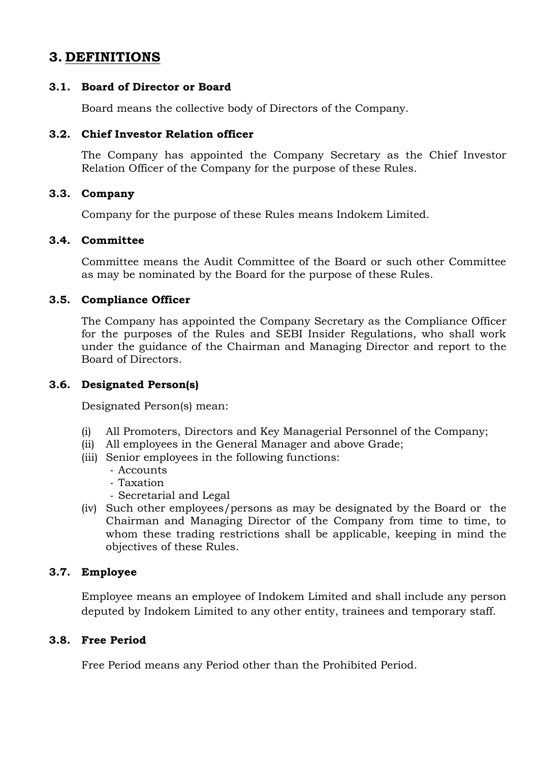## 3. DEFINITIONS

### 3.1. Board of Director or Board

Board means the collective body of Directors of the Company.

### 3.2. Chief Investor Relation officer

The Company has appointed the Company Secretary as the Chief Investor Relation Officer of the Company for the purpose of these Rules.

### 3.3. Company

Company for the purpose of these Rules means Indokem Limited.

### 3.4. Committee

Committee means the Audit Committee of the Board or such other Committee as may be nominated by the Board for the purpose of these Rules.

### 3.5. Compliance Officer

The Company has appointed the Company Secretary as the Compliance Officer for the purposes of the Rules and SEBI Insider Regulations, who shall work under the guidance of the Chairman and Managing Director and report to the Board of Directors.

### 3.6. Designated Person(s)

Designated Person(s) mean:

(i) All Promoters, Directors and Key Managerial Personnel of the Company;
(ii) All employees in the General Manager and above Grade;
(iii) Senior employees in the following functions:
  - Accounts
  - Taxation
  - Secretarial and Legal
(iv) Such other employees/persons as may be designated by the Board or the Chairman and Managing Director of the Company from time to time, to whom these trading restrictions shall be applicable, keeping in mind the objectives of these Rules.

### 3.7. Employee

Employee means an employee of Indokem Limited and shall include any person deputed by Indokem Limited to any other entity, trainees and temporary staff.

### 3.8. Free Period

Free Period means any Period other than the Prohibited Period.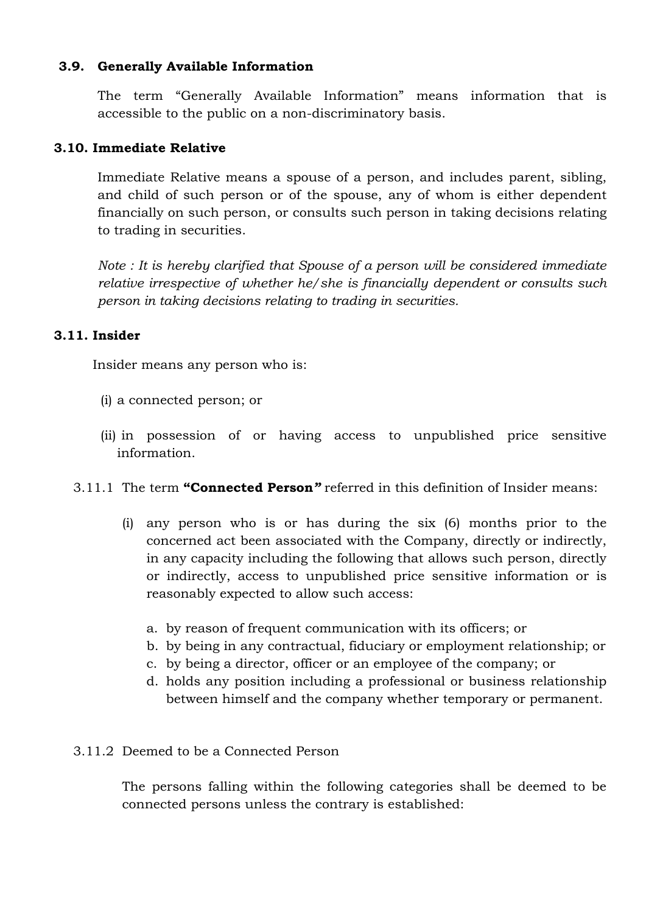### 3.9. Generally Available Information

The term "Generally Available Information" means information that is accessible to the public on a non-discriminatory basis.

### 3.10. Immediate Relative

Immediate Relative means a spouse of a person, and includes parent, sibling, and child of such person or of the spouse, any of whom is either dependent financially on such person, or consults such person in taking decisions relating to trading in securities.

*Note : It is hereby clarified that Spouse of a person will be considered immediate relative irrespective of whether he/she is financially dependent or consults such person in taking decisions relating to trading in securities.*

### 3.11. Insider

Insider means any person who is:

(i) a connected person; or

(ii) in possession of or having access to unpublished price sensitive information.

3.11.1 The term **"Connected Person"** referred in this definition of Insider means:

(i) any person who is or has during the six (6) months prior to the concerned act been associated with the Company, directly or indirectly, in any capacity including the following that allows such person, directly or indirectly, access to unpublished price sensitive information or is reasonably expected to allow such access:

a. by reason of frequent communication with its officers; or
b. by being in any contractual, fiduciary or employment relationship; or
c. by being a director, officer or an employee of the company; or
d. holds any position including a professional or business relationship between himself and the company whether temporary or permanent.

3.11.2 Deemed to be a Connected Person

The persons falling within the following categories shall be deemed to be connected persons unless the contrary is established: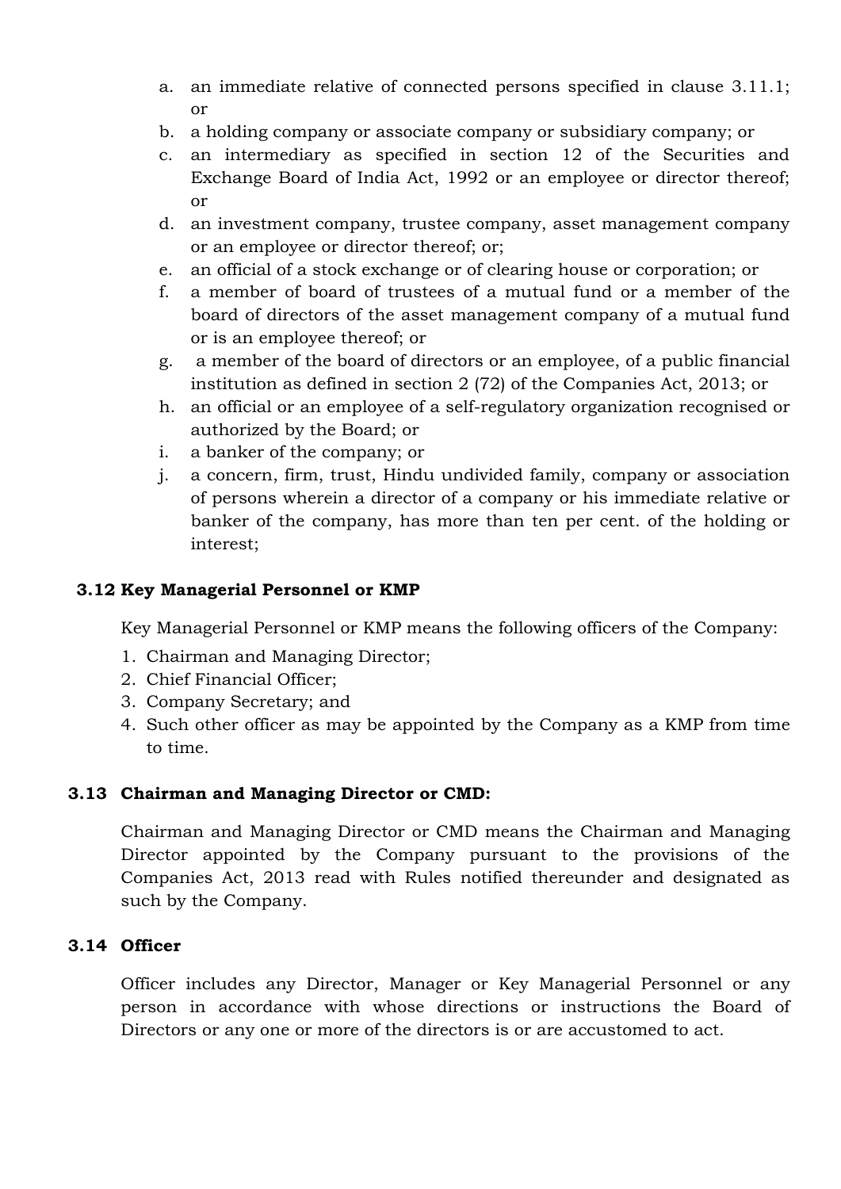a. an immediate relative of connected persons specified in clause 3.11.1; or
b. a holding company or associate company or subsidiary company; or
c. an intermediary as specified in section 12 of the Securities and Exchange Board of India Act, 1992 or an employee or director thereof; or
d. an investment company, trustee company, asset management company or an employee or director thereof; or;
e. an official of a stock exchange or of clearing house or corporation; or
f. a member of board of trustees of a mutual fund or a member of the board of directors of the asset management company of a mutual fund or is an employee thereof; or
g. a member of the board of directors or an employee, of a public financial institution as defined in section 2 (72) of the Companies Act, 2013; or
h. an official or an employee of a self-regulatory organization recognised or authorized by the Board; or
i. a banker of the company; or
j. a concern, firm, trust, Hindu undivided family, company or association of persons wherein a director of a company or his immediate relative or banker of the company, has more than ten per cent. of the holding or interest;

### 3.12 Key Managerial Personnel or KMP

Key Managerial Personnel or KMP means the following officers of the Company:

1. Chairman and Managing Director;
2. Chief Financial Officer;
3. Company Secretary; and
4. Such other officer as may be appointed by the Company as a KMP from time to time.

### 3.13 Chairman and Managing Director or CMD:

Chairman and Managing Director or CMD means the Chairman and Managing Director appointed by the Company pursuant to the provisions of the Companies Act, 2013 read with Rules notified thereunder and designated as such by the Company.

### 3.14 Officer

Officer includes any Director, Manager or Key Managerial Personnel or any person in accordance with whose directions or instructions the Board of Directors or any one or more of the directors is or are accustomed to act.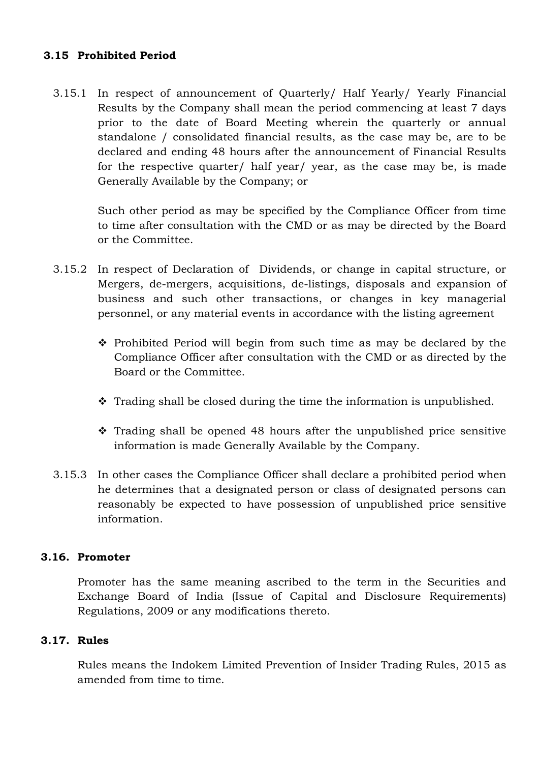### 3.15 Prohibited Period

3.15.1 In respect of announcement of Quarterly/ Half Yearly/ Yearly Financial Results by the Company shall mean the period commencing at least 7 days prior to the date of Board Meeting wherein the quarterly or annual standalone / consolidated financial results, as the case may be, are to be declared and ending 48 hours after the announcement of Financial Results for the respective quarter/ half year/ year, as the case may be, is made Generally Available by the Company; or

Such other period as may be specified by the Compliance Officer from time to time after consultation with the CMD or as may be directed by the Board or the Committee.

3.15.2 In respect of Declaration of Dividends, or change in capital structure, or Mergers, de-mergers, acquisitions, de-listings, disposals and expansion of business and such other transactions, or changes in key managerial personnel, or any material events in accordance with the listing agreement

- Prohibited Period will begin from such time as may be declared by the Compliance Officer after consultation with the CMD or as directed by the Board or the Committee.
- Trading shall be closed during the time the information is unpublished.
- Trading shall be opened 48 hours after the unpublished price sensitive information is made Generally Available by the Company.

3.15.3 In other cases the Compliance Officer shall declare a prohibited period when he determines that a designated person or class of designated persons can reasonably be expected to have possession of unpublished price sensitive information.

### 3.16. Promoter

Promoter has the same meaning ascribed to the term in the Securities and Exchange Board of India (Issue of Capital and Disclosure Requirements) Regulations, 2009 or any modifications thereto.

### 3.17. Rules

Rules means the Indokem Limited Prevention of Insider Trading Rules, 2015 as amended from time to time.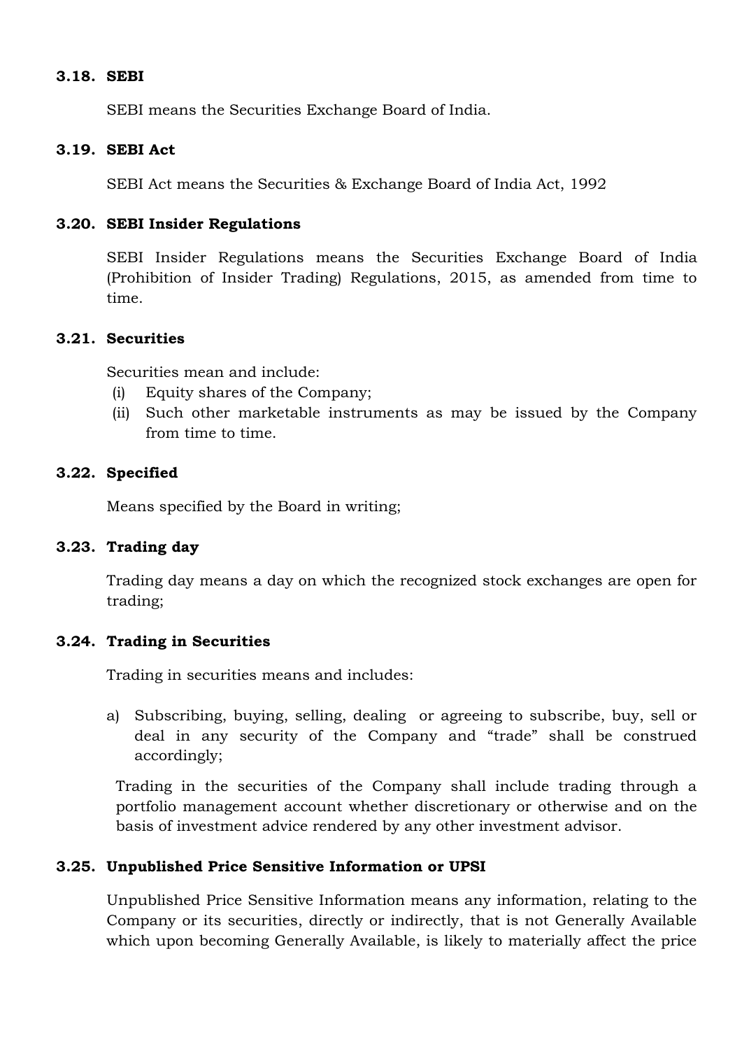### 3.18. SEBI

SEBI means the Securities Exchange Board of India.

### 3.19. SEBI Act

SEBI Act means the Securities & Exchange Board of India Act, 1992

### 3.20. SEBI Insider Regulations

SEBI Insider Regulations means the Securities Exchange Board of India (Prohibition of Insider Trading) Regulations, 2015, as amended from time to time.

### 3.21. Securities

Securities mean and include:

- (i) Equity shares of the Company;
- (ii) Such other marketable instruments as may be issued by the Company from time to time.

### 3.22. Specified

Means specified by the Board in writing;

### 3.23. Trading day

Trading day means a day on which the recognized stock exchanges are open for trading;

### 3.24. Trading in Securities

Trading in securities means and includes:

a) Subscribing, buying, selling, dealing or agreeing to subscribe, buy, sell or deal in any security of the Company and "trade" shall be construed accordingly;

Trading in the securities of the Company shall include trading through a portfolio management account whether discretionary or otherwise and on the basis of investment advice rendered by any other investment advisor.

### 3.25. Unpublished Price Sensitive Information or UPSI

Unpublished Price Sensitive Information means any information, relating to the Company or its securities, directly or indirectly, that is not Generally Available which upon becoming Generally Available, is likely to materially affect the price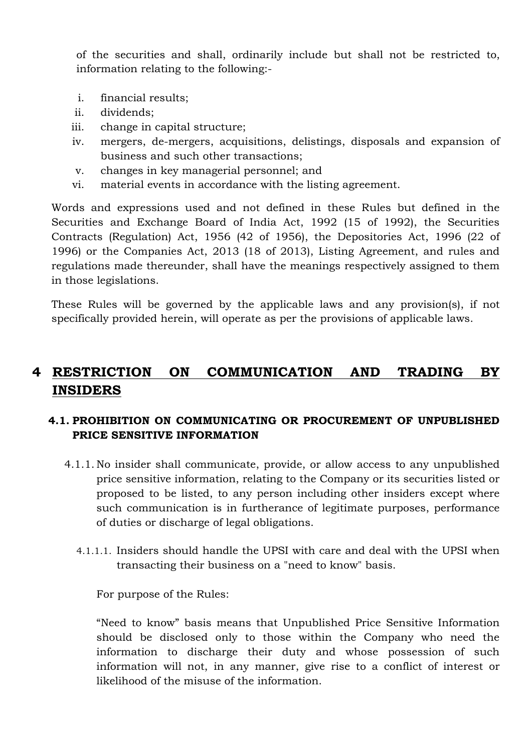of the securities and shall, ordinarily include but shall not be restricted to, information relating to the following:-

i. financial results;
ii. dividends;
iii. change in capital structure;
iv. mergers, de-mergers, acquisitions, delistings, disposals and expansion of business and such other transactions;
v. changes in key managerial personnel; and
vi. material events in accordance with the listing agreement.

Words and expressions used and not defined in these Rules but defined in the Securities and Exchange Board of India Act, 1992 (15 of 1992), the Securities Contracts (Regulation) Act, 1956 (42 of 1956), the Depositories Act, 1996 (22 of 1996) or the Companies Act, 2013 (18 of 2013), Listing Agreement, and rules and regulations made thereunder, shall have the meanings respectively assigned to them in those legislations.

These Rules will be governed by the applicable laws and any provision(s), if not specifically provided herein, will operate as per the provisions of applicable laws.

# 4 RESTRICTION ON COMMUNICATION AND TRADING BY INSIDERS

## 4.1. PROHIBITION ON COMMUNICATING OR PROCUREMENT OF UNPUBLISHED PRICE SENSITIVE INFORMATION

4.1.1. No insider shall communicate, provide, or allow access to any unpublished price sensitive information, relating to the Company or its securities listed or proposed to be listed, to any person including other insiders except where such communication is in furtherance of legitimate purposes, performance of duties or discharge of legal obligations.

4.1.1.1. Insiders should handle the UPSI with care and deal with the UPSI when transacting their business on a "need to know" basis.

For purpose of the Rules:

"Need to know" basis means that Unpublished Price Sensitive Information should be disclosed only to those within the Company who need the information to discharge their duty and whose possession of such information will not, in any manner, give rise to a conflict of interest or likelihood of the misuse of the information.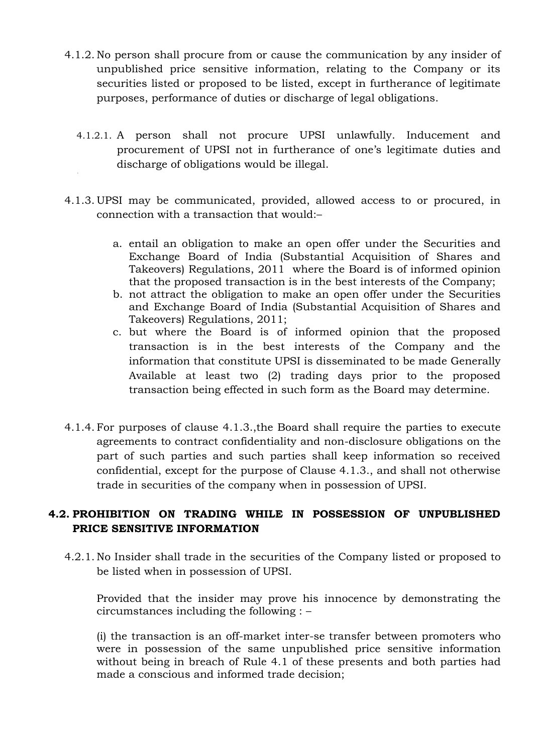4.1.2. No person shall procure from or cause the communication by any insider of unpublished price sensitive information, relating to the Company or its securities listed or proposed to be listed, except in furtherance of legitimate purposes, performance of duties or discharge of legal obligations.

4.1.2.1. A person shall not procure UPSI unlawfully. Inducement and procurement of UPSI not in furtherance of one's legitimate duties and discharge of obligations would be illegal.

4.1.3. UPSI may be communicated, provided, allowed access to or procured, in connection with a transaction that would:–

a. entail an obligation to make an open offer under the Securities and Exchange Board of India (Substantial Acquisition of Shares and Takeovers) Regulations, 2011 where the Board is of informed opinion that the proposed transaction is in the best interests of the Company;
b. not attract the obligation to make an open offer under the Securities and Exchange Board of India (Substantial Acquisition of Shares and Takeovers) Regulations, 2011;
c. but where the Board is of informed opinion that the proposed transaction is in the best interests of the Company and the information that constitute UPSI is disseminated to be made Generally Available at least two (2) trading days prior to the proposed transaction being effected in such form as the Board may determine.

4.1.4. For purposes of clause 4.1.3.,the Board shall require the parties to execute agreements to contract confidentiality and non-disclosure obligations on the part of such parties and such parties shall keep information so received confidential, except for the purpose of Clause 4.1.3., and shall not otherwise trade in securities of the company when in possession of UPSI.

## 4.2. PROHIBITION ON TRADING WHILE IN POSSESSION OF UNPUBLISHED PRICE SENSITIVE INFORMATION

4.2.1. No Insider shall trade in the securities of the Company listed or proposed to be listed when in possession of UPSI.

Provided that the insider may prove his innocence by demonstrating the circumstances including the following : –

(i) the transaction is an off-market inter-se transfer between promoters who were in possession of the same unpublished price sensitive information without being in breach of Rule 4.1 of these presents and both parties had made a conscious and informed trade decision;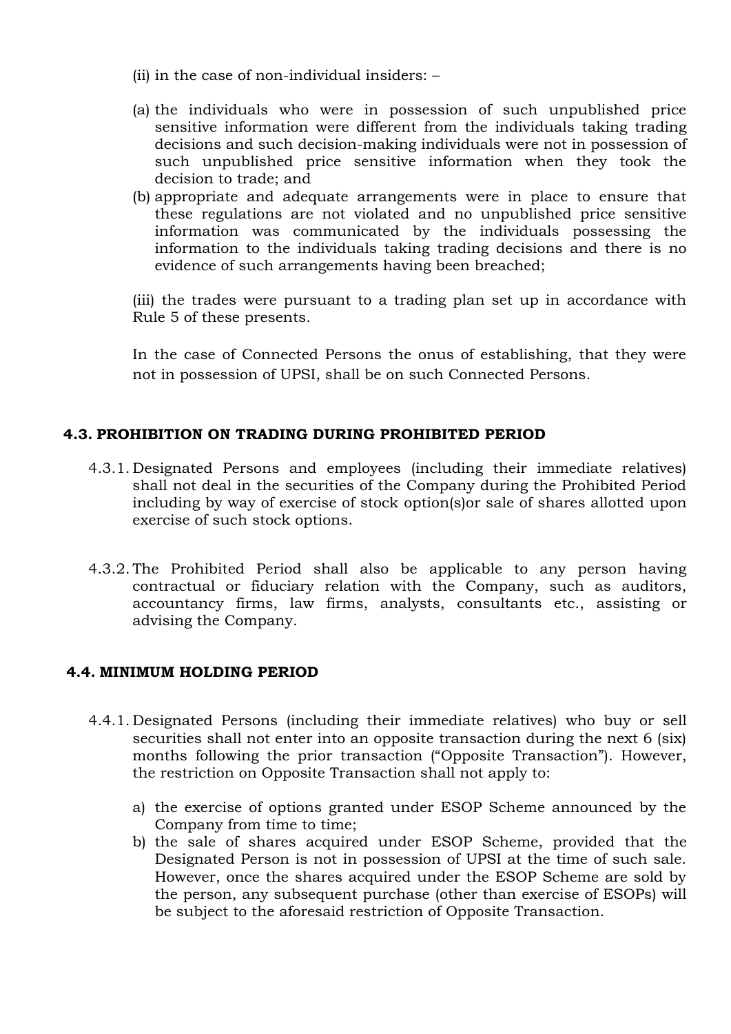(ii) in the case of non-individual insiders: –

(a) the individuals who were in possession of such unpublished price sensitive information were different from the individuals taking trading decisions and such decision-making individuals were not in possession of such unpublished price sensitive information when they took the decision to trade; and

(b) appropriate and adequate arrangements were in place to ensure that these regulations are not violated and no unpublished price sensitive information was communicated by the individuals possessing the information to the individuals taking trading decisions and there is no evidence of such arrangements having been breached;

(iii) the trades were pursuant to a trading plan set up in accordance with Rule 5 of these presents.

In the case of Connected Persons the onus of establishing, that they were not in possession of UPSI, shall be on such Connected Persons.

### 4.3. PROHIBITION ON TRADING DURING PROHIBITED PERIOD

4.3.1. Designated Persons and employees (including their immediate relatives) shall not deal in the securities of the Company during the Prohibited Period including by way of exercise of stock option(s)or sale of shares allotted upon exercise of such stock options.

4.3.2. The Prohibited Period shall also be applicable to any person having contractual or fiduciary relation with the Company, such as auditors, accountancy firms, law firms, analysts, consultants etc., assisting or advising the Company.

### 4.4. MINIMUM HOLDING PERIOD

4.4.1. Designated Persons (including their immediate relatives) who buy or sell securities shall not enter into an opposite transaction during the next 6 (six) months following the prior transaction ("Opposite Transaction"). However, the restriction on Opposite Transaction shall not apply to:

a) the exercise of options granted under ESOP Scheme announced by the Company from time to time;
b) the sale of shares acquired under ESOP Scheme, provided that the Designated Person is not in possession of UPSI at the time of such sale. However, once the shares acquired under the ESOP Scheme are sold by the person, any subsequent purchase (other than exercise of ESOPs) will be subject to the aforesaid restriction of Opposite Transaction.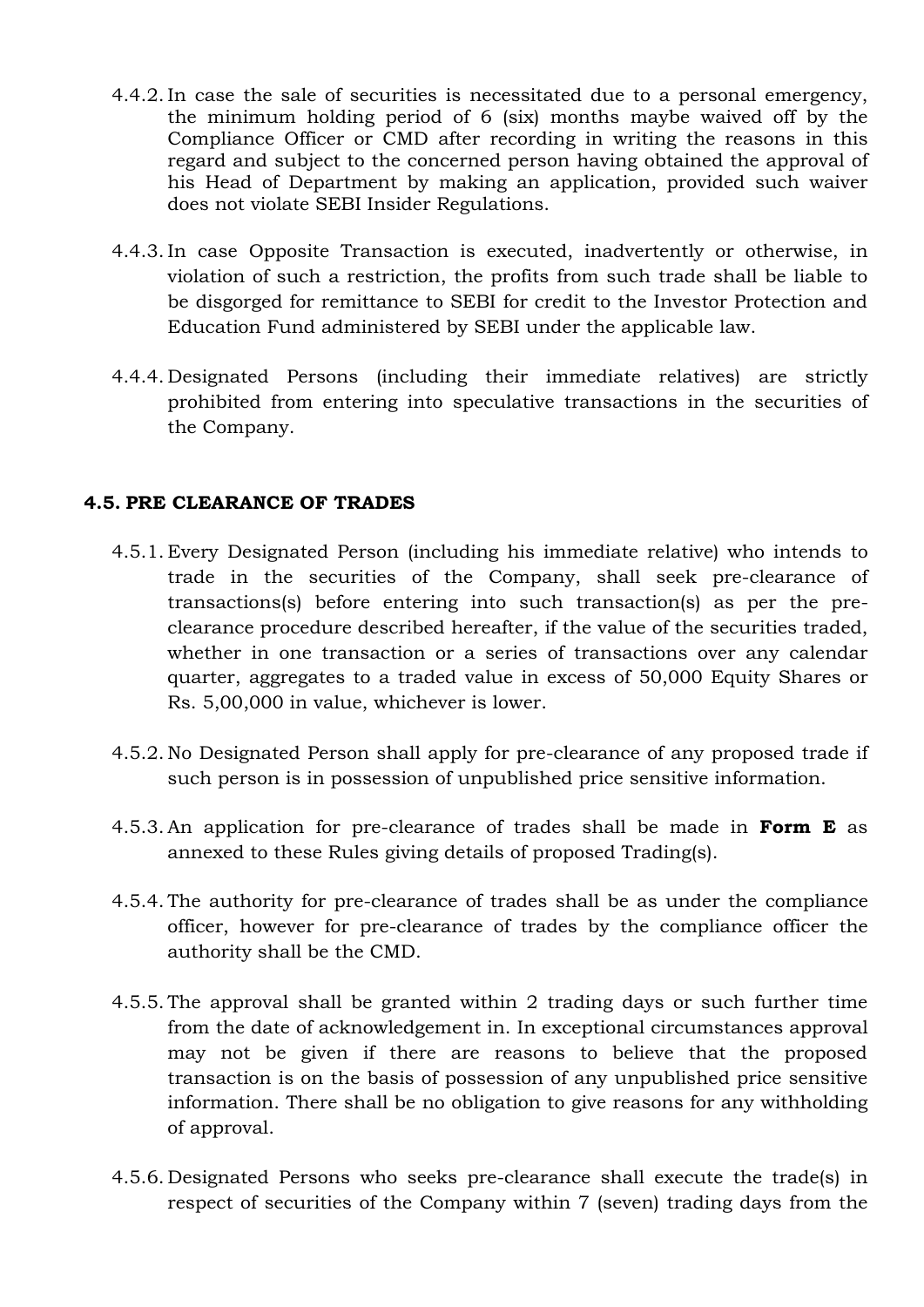4.4.2. In case the sale of securities is necessitated due to a personal emergency, the minimum holding period of 6 (six) months maybe waived off by the Compliance Officer or CMD after recording in writing the reasons in this regard and subject to the concerned person having obtained the approval of his Head of Department by making an application, provided such waiver does not violate SEBI Insider Regulations.

4.4.3. In case Opposite Transaction is executed, inadvertently or otherwise, in violation of such a restriction, the profits from such trade shall be liable to be disgorged for remittance to SEBI for credit to the Investor Protection and Education Fund administered by SEBI under the applicable law.

4.4.4. Designated Persons (including their immediate relatives) are strictly prohibited from entering into speculative transactions in the securities of the Company.

### 4.5. PRE CLEARANCE OF TRADES

4.5.1. Every Designated Person (including his immediate relative) who intends to trade in the securities of the Company, shall seek pre-clearance of transactions(s) before entering into such transaction(s) as per the pre-clearance procedure described hereafter, if the value of the securities traded, whether in one transaction or a series of transactions over any calendar quarter, aggregates to a traded value in excess of 50,000 Equity Shares or Rs. 5,00,000 in value, whichever is lower.

4.5.2. No Designated Person shall apply for pre-clearance of any proposed trade if such person is in possession of unpublished price sensitive information.

4.5.3. An application for pre-clearance of trades shall be made in **Form E** as annexed to these Rules giving details of proposed Trading(s).

4.5.4. The authority for pre-clearance of trades shall be as under the compliance officer, however for pre-clearance of trades by the compliance officer the authority shall be the CMD.

4.5.5. The approval shall be granted within 2 trading days or such further time from the date of acknowledgement in. In exceptional circumstances approval may not be given if there are reasons to believe that the proposed transaction is on the basis of possession of any unpublished price sensitive information. There shall be no obligation to give reasons for any withholding of approval.

4.5.6. Designated Persons who seeks pre-clearance shall execute the trade(s) in respect of securities of the Company within 7 (seven) trading days from the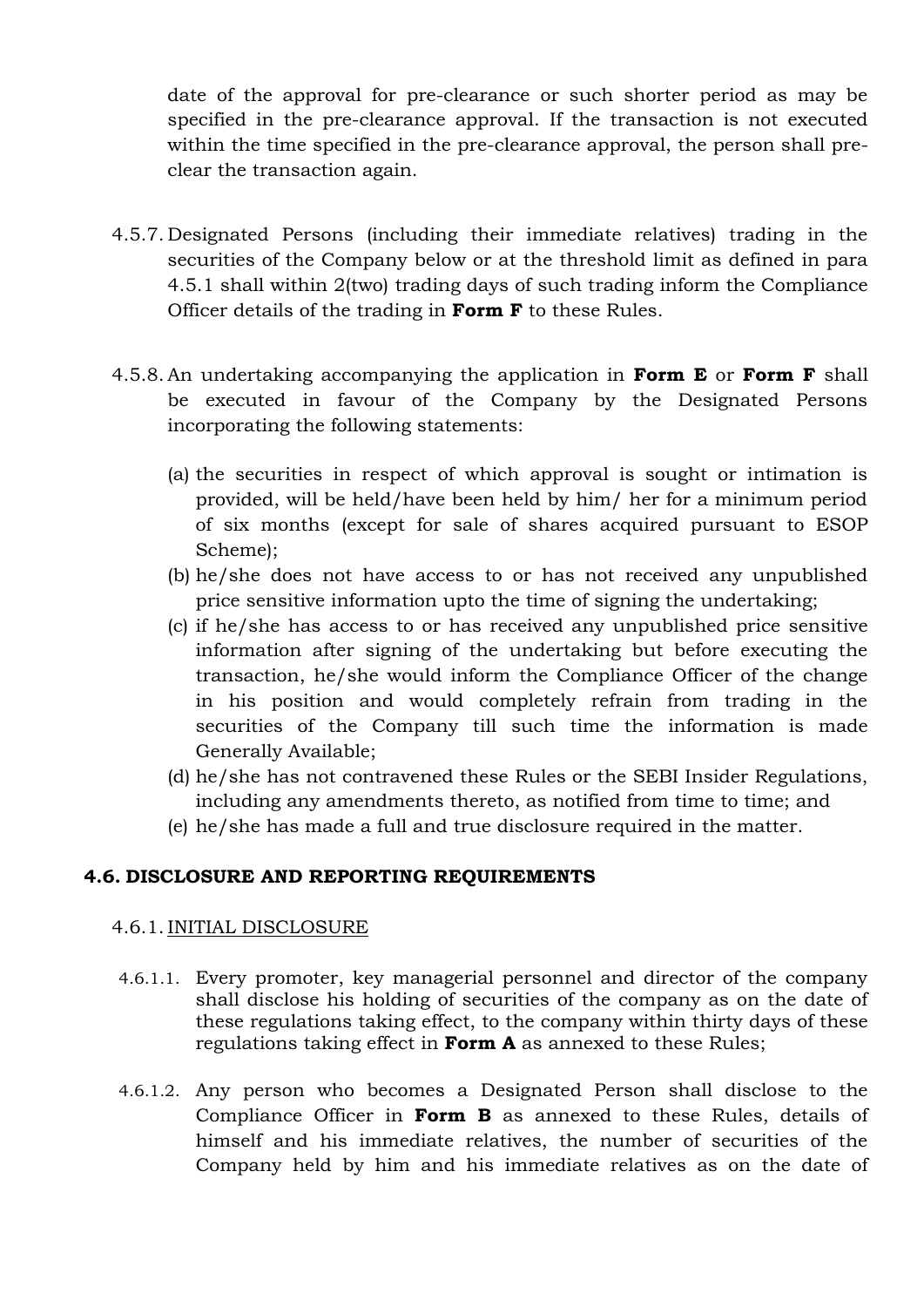date of the approval for pre-clearance or such shorter period as may be specified in the pre-clearance approval. If the transaction is not executed within the time specified in the pre-clearance approval, the person shall pre-clear the transaction again.

4.5.7. Designated Persons (including their immediate relatives) trading in the securities of the Company below or at the threshold limit as defined in para 4.5.1 shall within 2(two) trading days of such trading inform the Compliance Officer details of the trading in **Form F** to these Rules.

4.5.8. An undertaking accompanying the application in **Form E** or **Form F** shall be executed in favour of the Company by the Designated Persons incorporating the following statements:

(a) the securities in respect of which approval is sought or intimation is provided, will be held/have been held by him/ her for a minimum period of six months (except for sale of shares acquired pursuant to ESOP Scheme);
(b) he/she does not have access to or has not received any unpublished price sensitive information upto the time of signing the undertaking;
(c) if he/she has access to or has received any unpublished price sensitive information after signing of the undertaking but before executing the transaction, he/she would inform the Compliance Officer of the change in his position and would completely refrain from trading in the securities of the Company till such time the information is made Generally Available;
(d) he/she has not contravened these Rules or the SEBI Insider Regulations, including any amendments thereto, as notified from time to time; and
(e) he/she has made a full and true disclosure required in the matter.

### 4.6. DISCLOSURE AND REPORTING REQUIREMENTS

4.6.1. INITIAL DISCLOSURE

4.6.1.1. Every promoter, key managerial personnel and director of the company shall disclose his holding of securities of the company as on the date of these regulations taking effect, to the company within thirty days of these regulations taking effect in **Form A** as annexed to these Rules;

4.6.1.2. Any person who becomes a Designated Person shall disclose to the Compliance Officer in **Form B** as annexed to these Rules, details of himself and his immediate relatives, the number of securities of the Company held by him and his immediate relatives as on the date of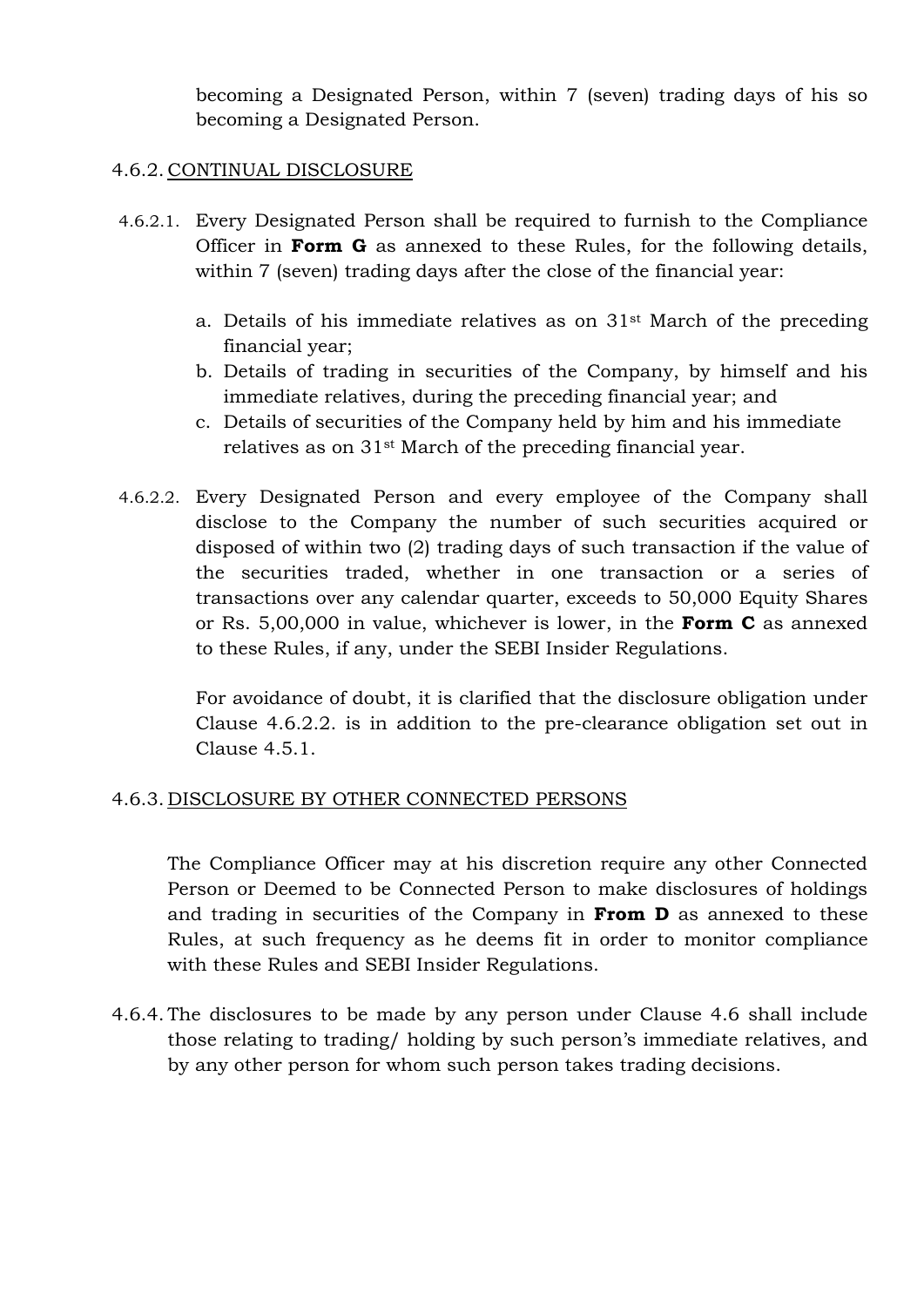becoming a Designated Person, within 7 (seven) trading days of his so becoming a Designated Person.

4.6.2. CONTINUAL DISCLOSURE

4.6.2.1. Every Designated Person shall be required to furnish to the Compliance Officer in **Form G** as annexed to these Rules, for the following details, within 7 (seven) trading days after the close of the financial year:

a. Details of his immediate relatives as on 31st March of the preceding financial year;
b. Details of trading in securities of the Company, by himself and his immediate relatives, during the preceding financial year; and
c. Details of securities of the Company held by him and his immediate relatives as on 31st March of the preceding financial year.

4.6.2.2. Every Designated Person and every employee of the Company shall disclose to the Company the number of such securities acquired or disposed of within two (2) trading days of such transaction if the value of the securities traded, whether in one transaction or a series of transactions over any calendar quarter, exceeds to 50,000 Equity Shares or Rs. 5,00,000 in value, whichever is lower, in the **Form C** as annexed to these Rules, if any, under the SEBI Insider Regulations.

For avoidance of doubt, it is clarified that the disclosure obligation under Clause 4.6.2.2. is in addition to the pre-clearance obligation set out in Clause 4.5.1.

4.6.3. DISCLOSURE BY OTHER CONNECTED PERSONS

The Compliance Officer may at his discretion require any other Connected Person or Deemed to be Connected Person to make disclosures of holdings and trading in securities of the Company in **From D** as annexed to these Rules, at such frequency as he deems fit in order to monitor compliance with these Rules and SEBI Insider Regulations.

4.6.4. The disclosures to be made by any person under Clause 4.6 shall include those relating to trading/ holding by such person's immediate relatives, and by any other person for whom such person takes trading decisions.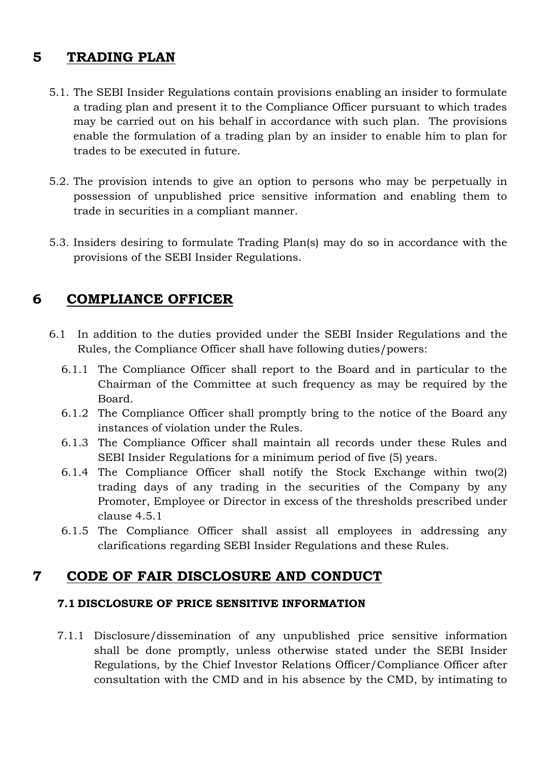# 5 TRADING PLAN

5.1. The SEBI Insider Regulations contain provisions enabling an insider to formulate a trading plan and present it to the Compliance Officer pursuant to which trades may be carried out on his behalf in accordance with such plan. The provisions enable the formulation of a trading plan by an insider to enable him to plan for trades to be executed in future.

5.2. The provision intends to give an option to persons who may be perpetually in possession of unpublished price sensitive information and enabling them to trade in securities in a compliant manner.

5.3. Insiders desiring to formulate Trading Plan(s) may do so in accordance with the provisions of the SEBI Insider Regulations.

# 6 COMPLIANCE OFFICER

6.1 In addition to the duties provided under the SEBI Insider Regulations and the Rules, the Compliance Officer shall have following duties/powers:

6.1.1 The Compliance Officer shall report to the Board and in particular to the Chairman of the Committee at such frequency as may be required by the Board.

6.1.2 The Compliance Officer shall promptly bring to the notice of the Board any instances of violation under the Rules.

6.1.3 The Compliance Officer shall maintain all records under these Rules and SEBI Insider Regulations for a minimum period of five (5) years.

6.1.4 The Compliance Officer shall notify the Stock Exchange within two(2) trading days of any trading in the securities of the Company by any Promoter, Employee or Director in excess of the thresholds prescribed under clause 4.5.1

6.1.5 The Compliance Officer shall assist all employees in addressing any clarifications regarding SEBI Insider Regulations and these Rules.

# 7 CODE OF FAIR DISCLOSURE AND CONDUCT

## 7.1 DISCLOSURE OF PRICE SENSITIVE INFORMATION

7.1.1 Disclosure/dissemination of any unpublished price sensitive information shall be done promptly, unless otherwise stated under the SEBI Insider Regulations, by the Chief Investor Relations Officer/Compliance Officer after consultation with the CMD and in his absence by the CMD, by intimating to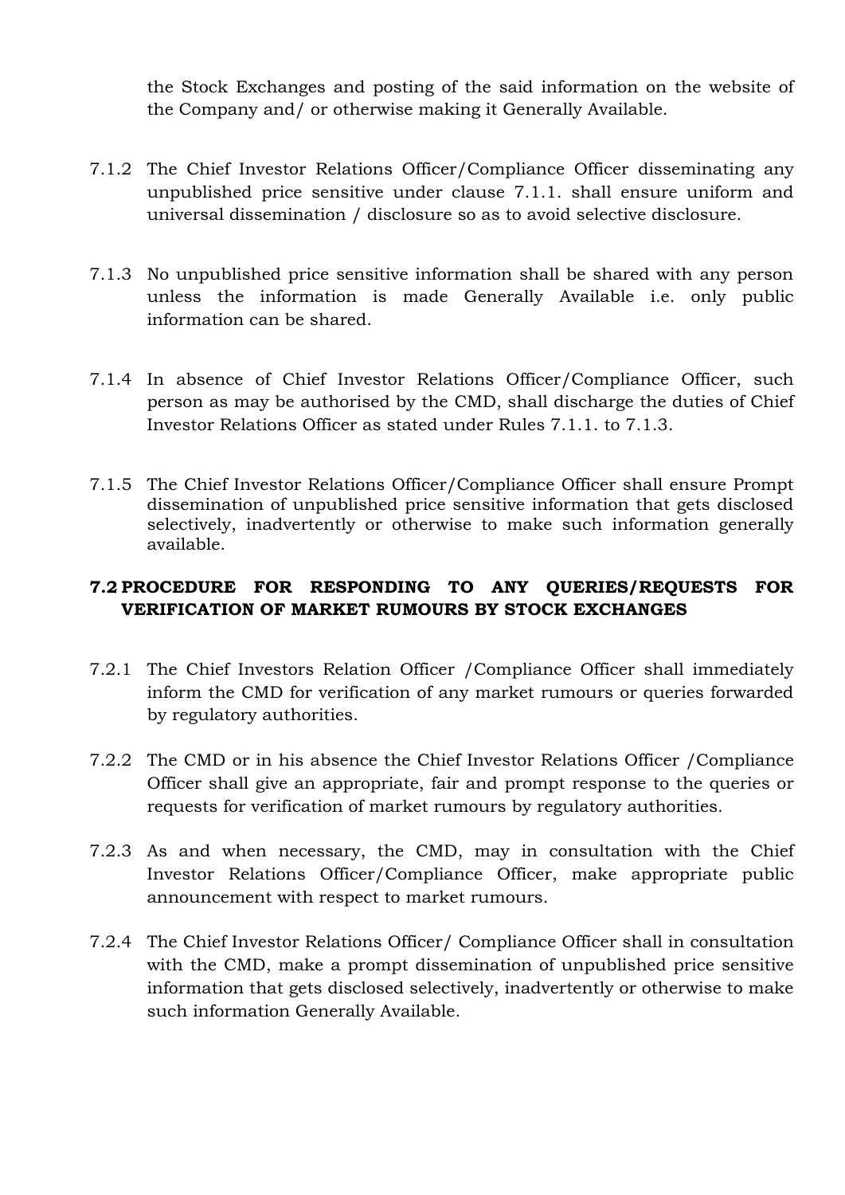the Stock Exchanges and posting of the said information on the website of the Company and/ or otherwise making it Generally Available.

7.1.2 The Chief Investor Relations Officer/Compliance Officer disseminating any unpublished price sensitive under clause 7.1.1. shall ensure uniform and universal dissemination / disclosure so as to avoid selective disclosure.

7.1.3 No unpublished price sensitive information shall be shared with any person unless the information is made Generally Available i.e. only public information can be shared.

7.1.4 In absence of Chief Investor Relations Officer/Compliance Officer, such person as may be authorised by the CMD, shall discharge the duties of Chief Investor Relations Officer as stated under Rules 7.1.1. to 7.1.3.

7.1.5 The Chief Investor Relations Officer/Compliance Officer shall ensure Prompt dissemination of unpublished price sensitive information that gets disclosed selectively, inadvertently or otherwise to make such information generally available.

### 7.2 PROCEDURE FOR RESPONDING TO ANY QUERIES/REQUESTS FOR VERIFICATION OF MARKET RUMOURS BY STOCK EXCHANGES

7.2.1 The Chief Investors Relation Officer /Compliance Officer shall immediately inform the CMD for verification of any market rumours or queries forwarded by regulatory authorities.

7.2.2 The CMD or in his absence the Chief Investor Relations Officer /Compliance Officer shall give an appropriate, fair and prompt response to the queries or requests for verification of market rumours by regulatory authorities.

7.2.3 As and when necessary, the CMD, may in consultation with the Chief Investor Relations Officer/Compliance Officer, make appropriate public announcement with respect to market rumours.

7.2.4 The Chief Investor Relations Officer/ Compliance Officer shall in consultation with the CMD, make a prompt dissemination of unpublished price sensitive information that gets disclosed selectively, inadvertently or otherwise to make such information Generally Available.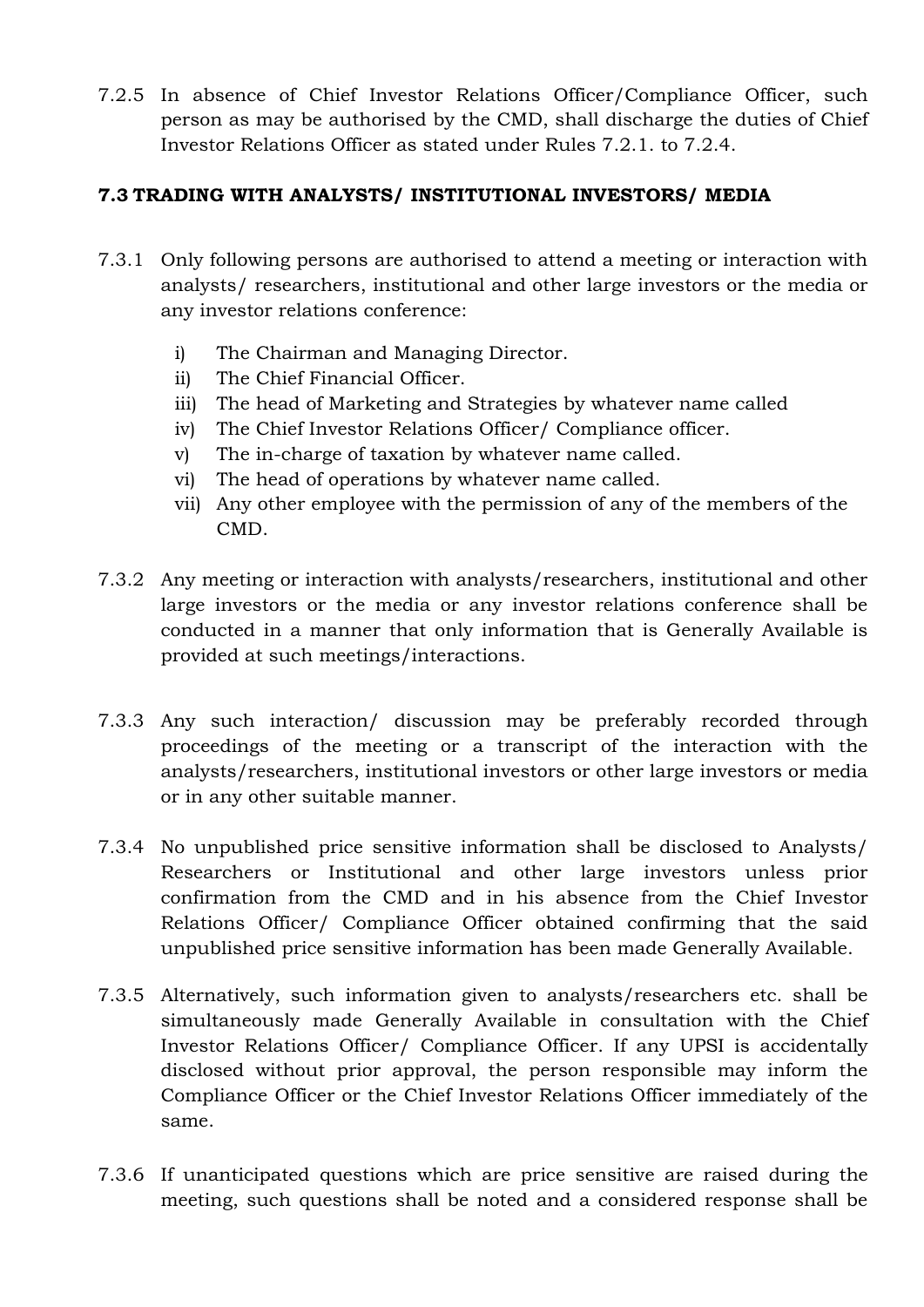7.2.5 In absence of Chief Investor Relations Officer/Compliance Officer, such person as may be authorised by the CMD, shall discharge the duties of Chief Investor Relations Officer as stated under Rules 7.2.1. to 7.2.4.

### 7.3 TRADING WITH ANALYSTS/ INSTITUTIONAL INVESTORS/ MEDIA

7.3.1 Only following persons are authorised to attend a meeting or interaction with analysts/ researchers, institutional and other large investors or the media or any investor relations conference:

i) The Chairman and Managing Director.
ii) The Chief Financial Officer.
iii) The head of Marketing and Strategies by whatever name called
iv) The Chief Investor Relations Officer/ Compliance officer.
v) The in-charge of taxation by whatever name called.
vi) The head of operations by whatever name called.
vii) Any other employee with the permission of any of the members of the CMD.

7.3.2 Any meeting or interaction with analysts/researchers, institutional and other large investors or the media or any investor relations conference shall be conducted in a manner that only information that is Generally Available is provided at such meetings/interactions.

7.3.3 Any such interaction/ discussion may be preferably recorded through proceedings of the meeting or a transcript of the interaction with the analysts/researchers, institutional investors or other large investors or media or in any other suitable manner.

7.3.4 No unpublished price sensitive information shall be disclosed to Analysts/ Researchers or Institutional and other large investors unless prior confirmation from the CMD and in his absence from the Chief Investor Relations Officer/ Compliance Officer obtained confirming that the said unpublished price sensitive information has been made Generally Available.

7.3.5 Alternatively, such information given to analysts/researchers etc. shall be simultaneously made Generally Available in consultation with the Chief Investor Relations Officer/ Compliance Officer. If any UPSI is accidentally disclosed without prior approval, the person responsible may inform the Compliance Officer or the Chief Investor Relations Officer immediately of the same.

7.3.6 If unanticipated questions which are price sensitive are raised during the meeting, such questions shall be noted and a considered response shall be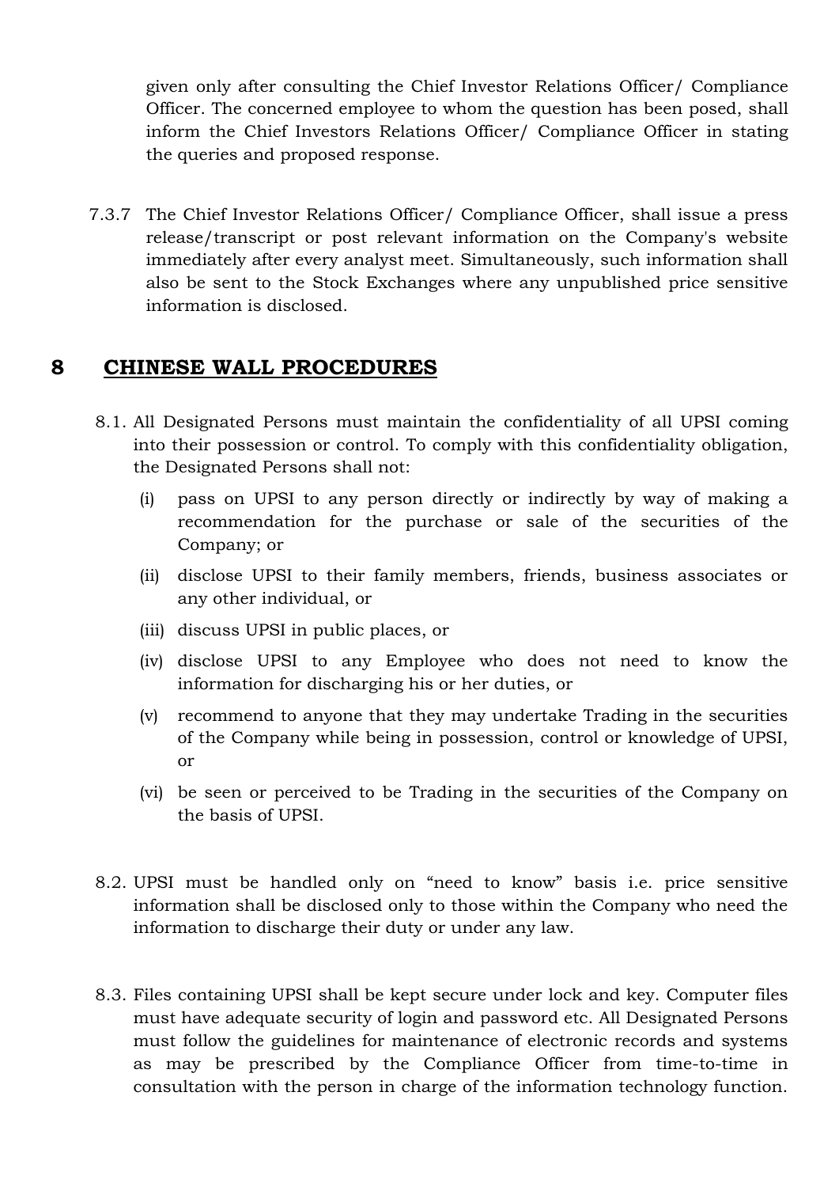given only after consulting the Chief Investor Relations Officer/ Compliance Officer. The concerned employee to whom the question has been posed, shall inform the Chief Investors Relations Officer/ Compliance Officer in stating the queries and proposed response.

7.3.7 The Chief Investor Relations Officer/ Compliance Officer, shall issue a press release/transcript or post relevant information on the Company's website immediately after every analyst meet. Simultaneously, such information shall also be sent to the Stock Exchanges where any unpublished price sensitive information is disclosed.

## 8 CHINESE WALL PROCEDURES

8.1. All Designated Persons must maintain the confidentiality of all UPSI coming into their possession or control. To comply with this confidentiality obligation, the Designated Persons shall not:

   (i) pass on UPSI to any person directly or indirectly by way of making a recommendation for the purchase or sale of the securities of the Company; or

   (ii) disclose UPSI to their family members, friends, business associates or any other individual, or

   (iii) discuss UPSI in public places, or

   (iv) disclose UPSI to any Employee who does not need to know the information for discharging his or her duties, or

   (v) recommend to anyone that they may undertake Trading in the securities of the Company while being in possession, control or knowledge of UPSI, or

   (vi) be seen or perceived to be Trading in the securities of the Company on the basis of UPSI.

8.2. UPSI must be handled only on "need to know" basis i.e. price sensitive information shall be disclosed only to those within the Company who need the information to discharge their duty or under any law.

8.3. Files containing UPSI shall be kept secure under lock and key. Computer files must have adequate security of login and password etc. All Designated Persons must follow the guidelines for maintenance of electronic records and systems as may be prescribed by the Compliance Officer from time-to-time in consultation with the person in charge of the information technology function.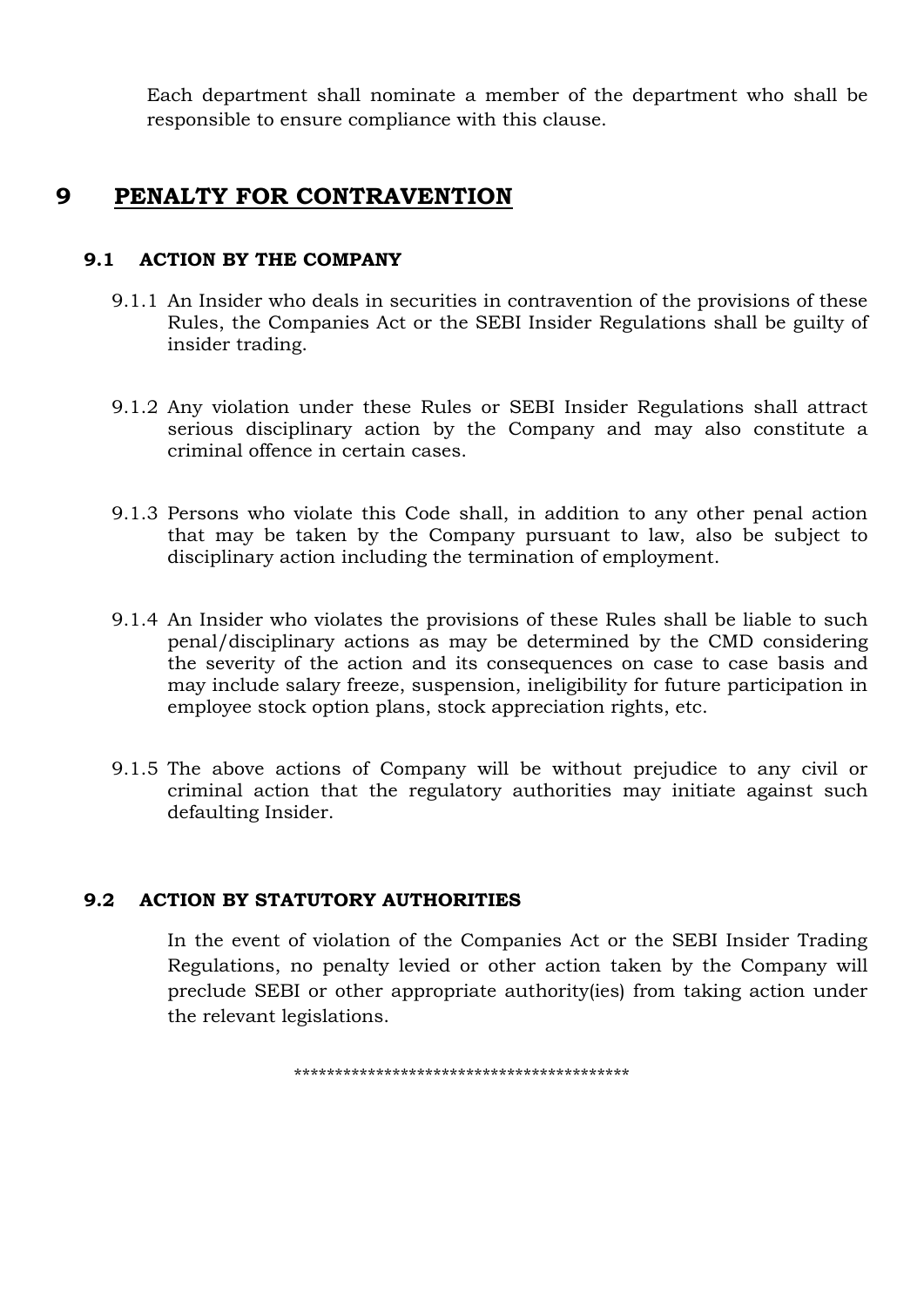Each department shall nominate a member of the department who shall be responsible to ensure compliance with this clause.

# 9 PENALTY FOR CONTRAVENTION

## 9.1 ACTION BY THE COMPANY

9.1.1 An Insider who deals in securities in contravention of the provisions of these Rules, the Companies Act or the SEBI Insider Regulations shall be guilty of insider trading.

9.1.2 Any violation under these Rules or SEBI Insider Regulations shall attract serious disciplinary action by the Company and may also constitute a criminal offence in certain cases.

9.1.3 Persons who violate this Code shall, in addition to any other penal action that may be taken by the Company pursuant to law, also be subject to disciplinary action including the termination of employment.

9.1.4 An Insider who violates the provisions of these Rules shall be liable to such penal/disciplinary actions as may be determined by the CMD considering the severity of the action and its consequences on case to case basis and may include salary freeze, suspension, ineligibility for future participation in employee stock option plans, stock appreciation rights, etc.

9.1.5 The above actions of Company will be without prejudice to any civil or criminal action that the regulatory authorities may initiate against such defaulting Insider.

## 9.2 ACTION BY STATUTORY AUTHORITIES

In the event of violation of the Companies Act or the SEBI Insider Trading Regulations, no penalty levied or other action taken by the Company will preclude SEBI or other appropriate authority(ies) from taking action under the relevant legislations.

****************************************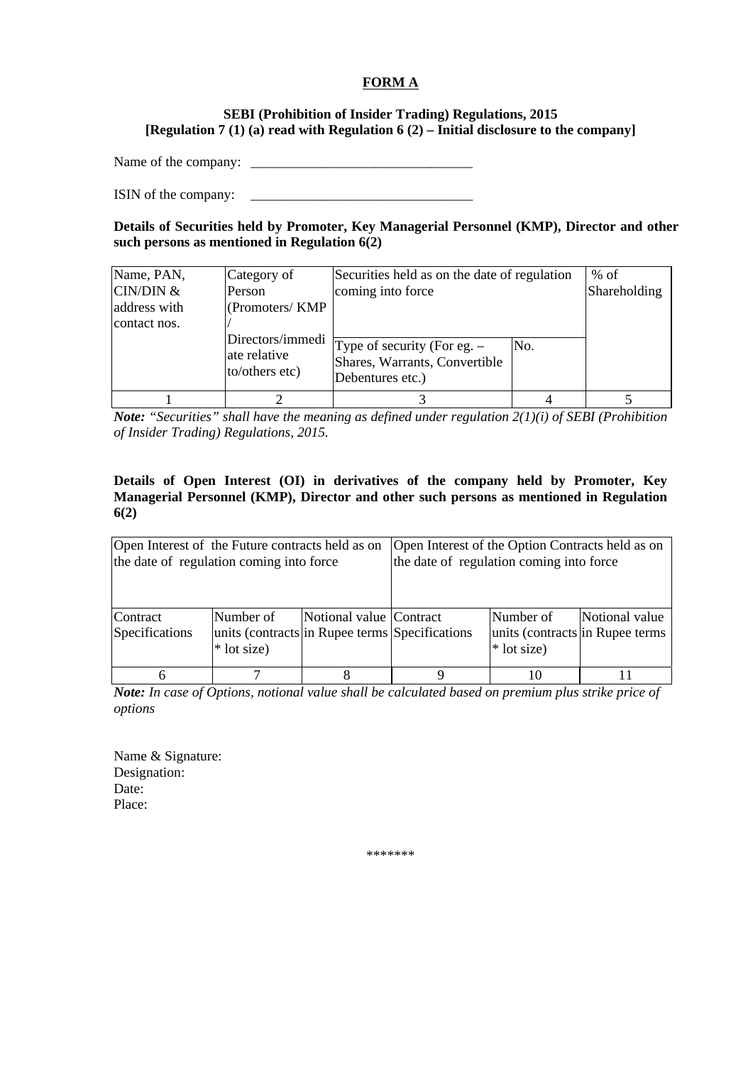## FORM A

**SEBI (Prohibition of Insider Trading) Regulations, 2015**
**[Regulation 7 (1) (a) read with Regulation 6 (2) – Initial disclosure to the company]**

Name of the company: ________________________________

ISIN of the company: ________________________________

**Details of Securities held by Promoter, Key Managerial Personnel (KMP), Director and other such persons as mentioned in Regulation 6(2)**

| Name, PAN, CIN/DIN & address with contact nos. | Category of Person (Promoters/ KMP / Directors/immediate relative to/others etc) | Securities held as on the date of regulation coming into force | | % of Shareholding |
|---|---|---|---|---|
| | | Type of security (For eg. – Shares, Warrants, Convertible Debentures etc.) | No. | |
| 1 | 2 | 3 | 4 | 5 |

***Note:*** *"Securities" shall have the meaning as defined under regulation 2(1)(i) of SEBI (Prohibition of Insider Trading) Regulations, 2015.*

**Details of Open Interest (OI) in derivatives of the company held by Promoter, Key Managerial Personnel (KMP), Director and other such persons as mentioned in Regulation 6(2)**

| Open Interest of the Future contracts held as on the date of regulation coming into force | | | Open Interest of the Option Contracts held as on the date of regulation coming into force | | |
|---|---|---|---|---|---|
| Contract Specifications | Number of units (contracts * lot size) | Notional value in Rupee terms | Contract Specifications | Number of units (contracts * lot size) | Notional value in Rupee terms |
| 6 | 7 | 8 | 9 | 10 | 11 |

***Note:*** *In case of Options, notional value shall be calculated based on premium plus strike price of options*

Name & Signature:
Designation:
Date:
Place:

*******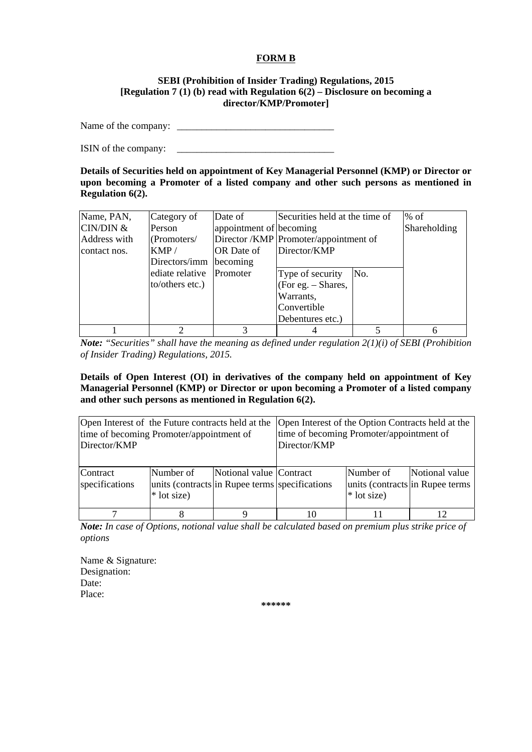**FORM B**

**SEBI (Prohibition of Insider Trading) Regulations, 2015**
**[Regulation 7 (1) (b) read with Regulation 6(2) – Disclosure on becoming a director/KMP/Promoter]**

Name of the company: ________________________________

ISIN of the company: ________________________________

**Details of Securities held on appointment of Key Managerial Personnel (KMP) or Director or upon becoming a Promoter of a listed company and other such persons as mentioned in Regulation 6(2).**

| Name, PAN, CIN/DIN & Address with contact nos. | Category of Person (Promoters/ KMP / Directors/immediate relative to/others etc.) | Date of appointment of Director /KMP OR Date of becoming Promoter | Securities held at the time of becoming Promoter/appointment of Director/KMP | | % of Shareholding |
|---|---|---|---|---|---|
| | | | Type of security (For eg. – Shares, Warrants, Convertible Debentures etc.) | No. | |
| 1 | 2 | 3 | 4 | 5 | 6 |

***Note:*** *"Securities" shall have the meaning as defined under regulation 2(1)(i) of SEBI (Prohibition of Insider Trading) Regulations, 2015.*

**Details of Open Interest (OI) in derivatives of the company held on appointment of Key Managerial Personnel (KMP) or Director or upon becoming a Promoter of a listed company and other such persons as mentioned in Regulation 6(2).**

| Open Interest of the Future contracts held at the time of becoming Promoter/appointment of Director/KMP | | | Open Interest of the Option Contracts held at the time of becoming Promoter/appointment of Director/KMP | | |
|---|---|---|---|---|---|
| Contract specifications | Number of units (contracts * lot size) | Notional value in Rupee terms | Contract specifications | Number of units (contracts * lot size) | Notional value in Rupee terms |
| 7 | 8 | 9 | 10 | 11 | 12 |

***Note:*** *In case of Options, notional value shall be calculated based on premium plus strike price of options*

Name & Signature:
Designation:
Date:
Place:

******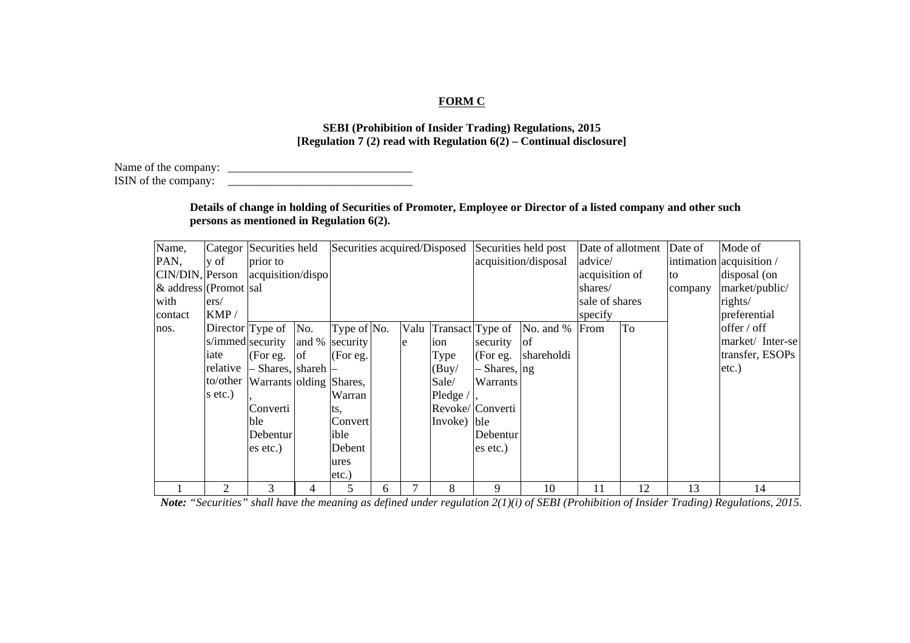**FORM C**

**SEBI (Prohibition of Insider Trading) Regulations, 2015**
**[Regulation 7 (2) read with Regulation 6(2) – Continual disclosure]**

Name of the company: ________________________________
ISIN of the company: ________________________________

**Details of change in holding of Securities of Promoter, Employee or Director of a listed company and other such persons as mentioned in Regulation 6(2).**

| Name, PAN, CIN/DIN, & address with contact nos. | Category of Person (Promoters/ KMP / Directors/immediate relative to/others etc.) | Securities held prior to acquisition/disposal | | Securities acquired/Disposed | | | | Securities held post acquisition/disposal | | Date of allotment advice/ acquisition of shares/ sale of shares specify | | Date of intimation to company | Mode of acquisition / disposal (on market/public/ rights/ preferential offer / off market/ Inter-se transfer, ESOPs etc.) |
|---|---|---|---|---|---|---|---|---|---|---|---|---|---|
| | | Type of security (For eg. – Shares, Warrants, Convertible Debentures etc.) | No. and % of shareholding | Type of security (For eg. – Shares, Warrants, Convertible Debentures etc.) | No. | Value | Transaction Type (Buy/ Sale/ Pledge / Revoke/ Invoke) | Type of security (For eg. – Shares, Warrants, Convertible Debentures etc.) | No. and % of shareholding | From | To | | |
| 1 | 2 | 3 | 4 | 5 | 6 | 7 | 8 | 9 | 10 | 11 | 12 | 13 | 14 |

***Note:** "Securities" shall have the meaning as defined under regulation 2(1)(i) of SEBI (Prohibition of Insider Trading) Regulations, 2015.*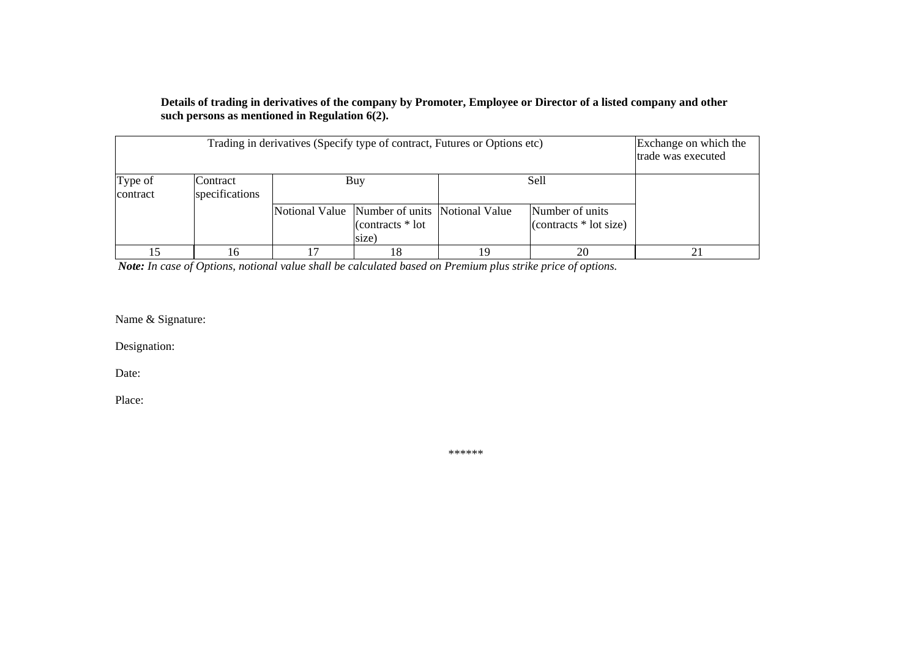**Details of trading in derivatives of the company by Promoter, Employee or Director of a listed company and other such persons as mentioned in Regulation 6(2).**

| Trading in derivatives (Specify type of contract, Futures or Options etc) | | | | | | Exchange on which the trade was executed |
|---|---|---|---|---|---|---|
| Type of contract | Contract specifications | Buy | | Sell | | |
| | | Notional Value | Number of units (contracts * lot size) | Notional Value | Number of units (contracts * lot size) | |
| 15 | 16 | 17 | 18 | 19 | 20 | 21 |

***Note:*** *In case of Options, notional value shall be calculated based on Premium plus strike price of options.*

Name & Signature:

Designation:

Date:

Place:

******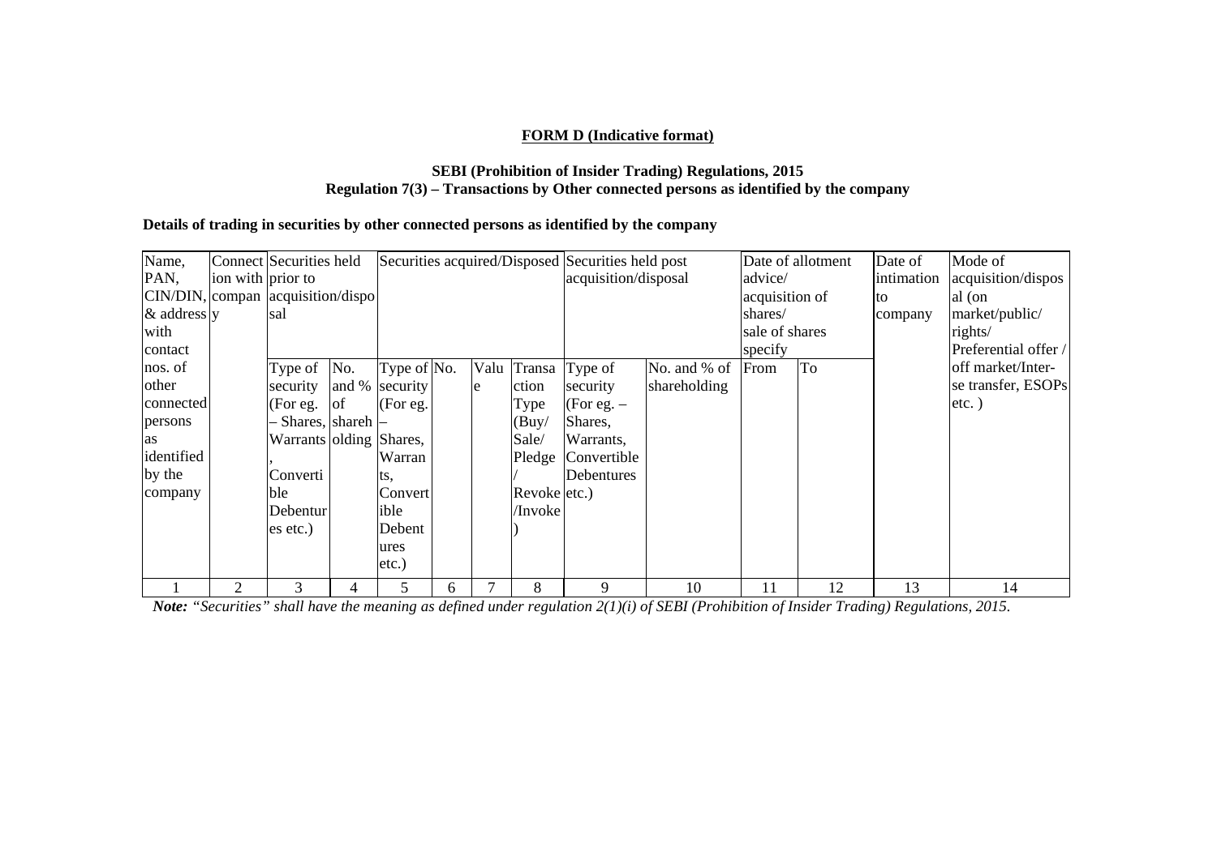**FORM D (Indicative format)**

**SEBI (Prohibition of Insider Trading) Regulations, 2015**
**Regulation 7(3) – Transactions by Other connected persons as identified by the company**

**Details of trading in securities by other connected persons as identified by the company**

| Name, PAN, CIN/DIN, & address with contact nos. of other connected persons as identified by the company | Connection with company | Securities held prior to acquisition/disposal | | Securities acquired/Disposed | | | | Securities held post acquisition/disposal | | Date of allotment advice/ acquisition of shares/ sale of shares specify | | Date of intimation to company | Mode of acquisition/disposal (on market/public/ rights/ Preferential offer / off market/Inter-se transfer, ESOPs etc. ) |
|---|---|---|---|---|---|---|---|---|---|---|---|---|---|
| | | Type of security (For eg. – Shares, Warrants, Convertible Debentures etc.) | No. and % of shareholding | Type of security (For eg. – Shares, Warrants, Convertible Debentures etc.) | No. | Value | Transaction Type (Buy/ Sale/ Pledge / Revoke /Invoke) | Type of security (For eg. – Shares, Warrants, Convertible Debentures etc.) | No. and % of shareholding | From | To | | |
| 1 | 2 | 3 | 4 | 5 | 6 | 7 | 8 | 9 | 10 | 11 | 12 | 13 | 14 |

***Note:*** *"Securities" shall have the meaning as defined under regulation 2(1)(i) of SEBI (Prohibition of Insider Trading) Regulations, 2015.*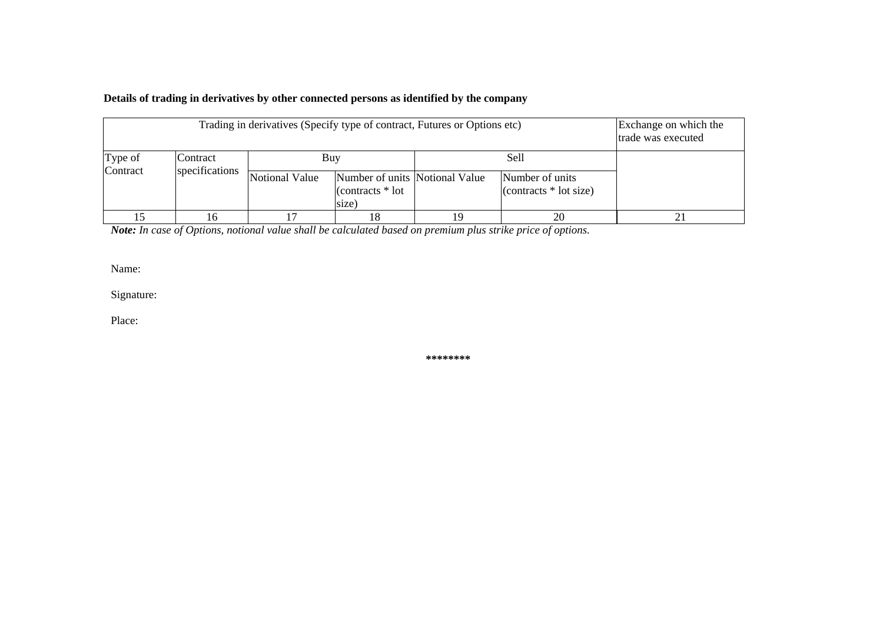**Details of trading in derivatives by other connected persons as identified by the company**

| Trading in derivatives (Specify type of contract, Futures or Options etc) | | | | | | Exchange on which the trade was executed |
|---|---|---|---|---|---|---|
| Type of Contract | Contract specifications | Buy | | Sell | | |
| | | Notional Value | Number of units (contracts * lot size) | Notional Value | Number of units (contracts * lot size) | |
| 15 | 16 | 17 | 18 | 19 | 20 | 21 |

***Note:*** *In case of Options, notional value shall be calculated based on premium plus strike price of options.*

Name:

Signature:

Place:

\*\*\*\*\*\*\*\*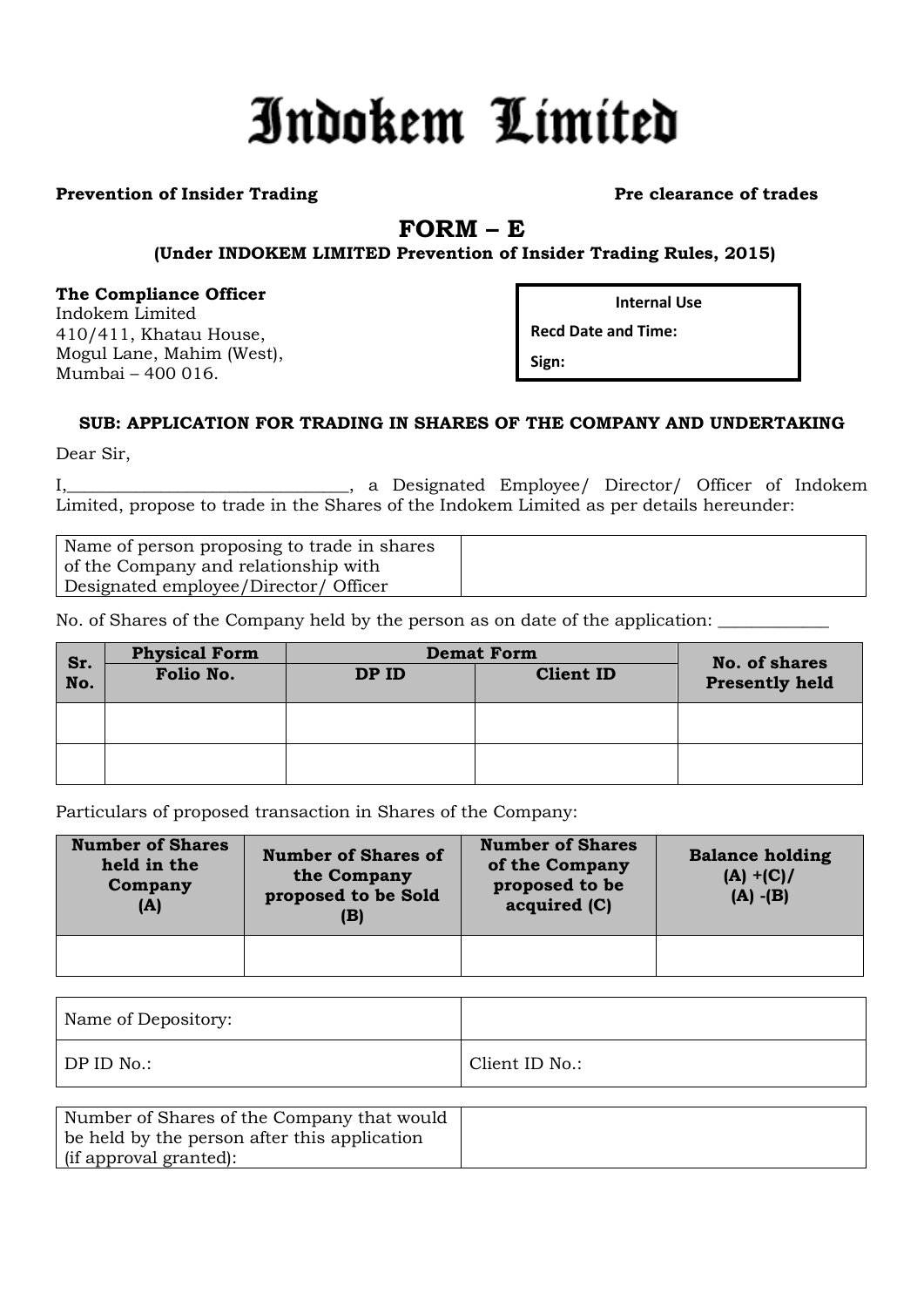# Indokem Limited

**Prevention of Insider Trading** **Pre clearance of trades**

## FORM – E

**(Under INDOKEM LIMITED Prevention of Insider Trading Rules, 2015)**

**The Compliance Officer**
Indokem Limited
410/411, Khatau House,
Mogul Lane, Mahim (West),
Mumbai – 400 016.

| Internal Use |
|---|
| Recd Date and Time: |
| Sign: |

**SUB: APPLICATION FOR TRADING IN SHARES OF THE COMPANY AND UNDERTAKING**

Dear Sir,

I,_________________________________, a Designated Employee/ Director/ Officer of Indokem Limited, propose to trade in the Shares of the Indokem Limited as per details hereunder:

| Name of person proposing to trade in shares of the Company and relationship with Designated employee/Director/ Officer | |
|---|---|

No. of Shares of the Company held by the person as on date of the application: _____________

| Sr. No. | Physical Form | Demat Form | | No. of shares Presently held |
|---|---|---|---|---|
| | Folio No. | DP ID | Client ID | |
| | | | | |
| | | | | |

Particulars of proposed transaction in Shares of the Company:

| Number of Shares held in the Company (A) | Number of Shares of the Company proposed to be Sold (B) | Number of Shares of the Company proposed to be acquired (C) | Balance holding (A) +(C)/ (A) -(B) |
|---|---|---|---|
| | | | |

| Name of Depository: | |
|---|---|
| DP ID No.: | Client ID No.: |

| Number of Shares of the Company that would be held by the person after this application (if approval granted): | |
|---|---|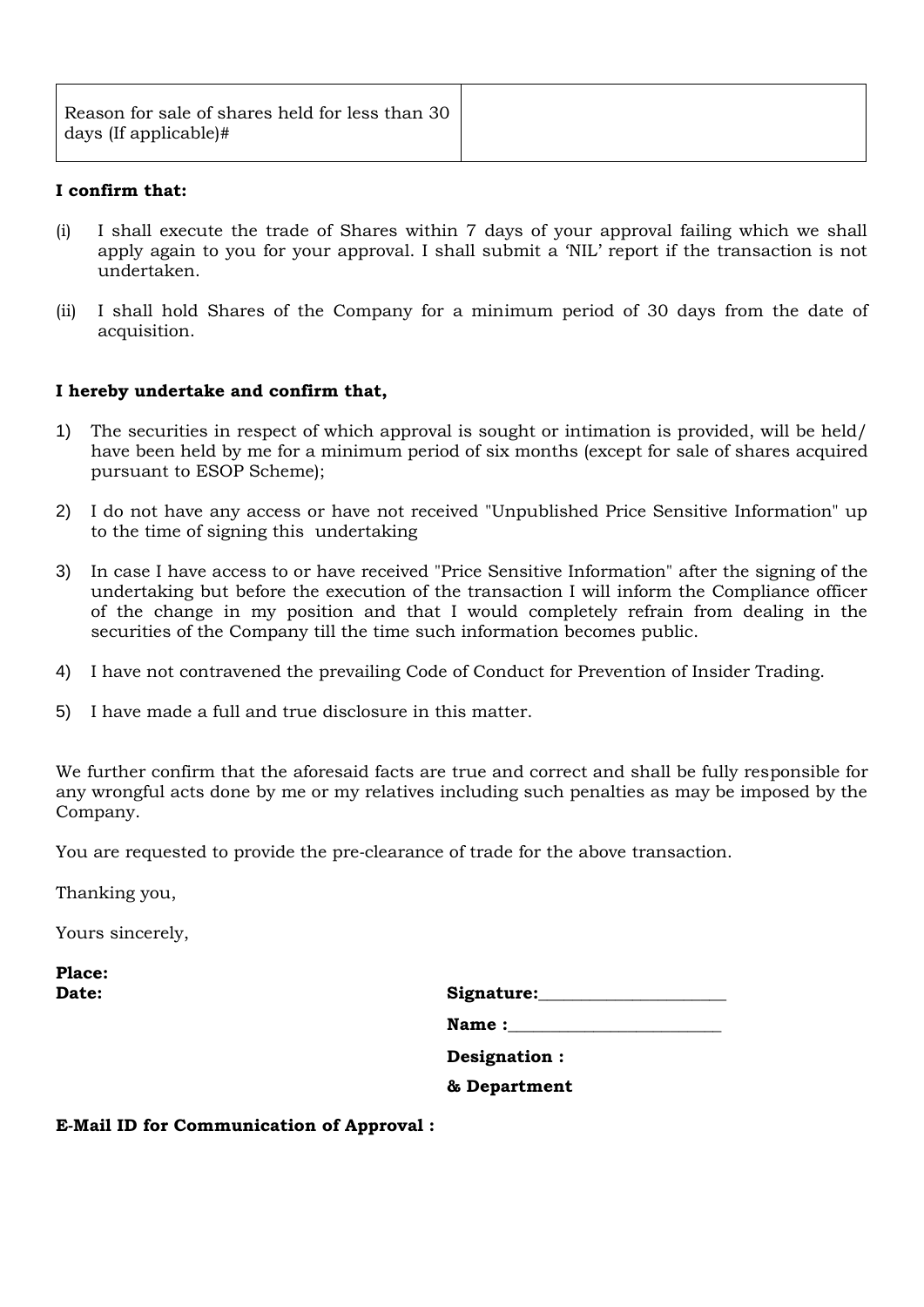| Reason for sale of shares held for less than 30 days (If applicable)# | |
|---|---|

**I confirm that:**

(i) I shall execute the trade of Shares within 7 days of your approval failing which we shall apply again to you for your approval. I shall submit a 'NIL' report if the transaction is not undertaken.

(ii) I shall hold Shares of the Company for a minimum period of 30 days from the date of acquisition.

**I hereby undertake and confirm that,**

1) The securities in respect of which approval is sought or intimation is provided, will be held/ have been held by me for a minimum period of six months (except for sale of shares acquired pursuant to ESOP Scheme);

2) I do not have any access or have not received "Unpublished Price Sensitive Information" up to the time of signing this undertaking

3) In case I have access to or have received "Price Sensitive Information" after the signing of the undertaking but before the execution of the transaction I will inform the Compliance officer of the change in my position and that I would completely refrain from dealing in the securities of the Company till the time such information becomes public.

4) I have not contravened the prevailing Code of Conduct for Prevention of Insider Trading.

5) I have made a full and true disclosure in this matter.

We further confirm that the aforesaid facts are true and correct and shall be fully responsible for any wrongful acts done by me or my relatives including such penalties as may be imposed by the Company.

You are requested to provide the pre-clearance of trade for the above transaction.

Thanking you,

Yours sincerely,

**Place:**

**Date:**

**Signature:**______________________

**Name :**_________________________

**Designation :**

**& Department**

**E-Mail ID for Communication of Approval :**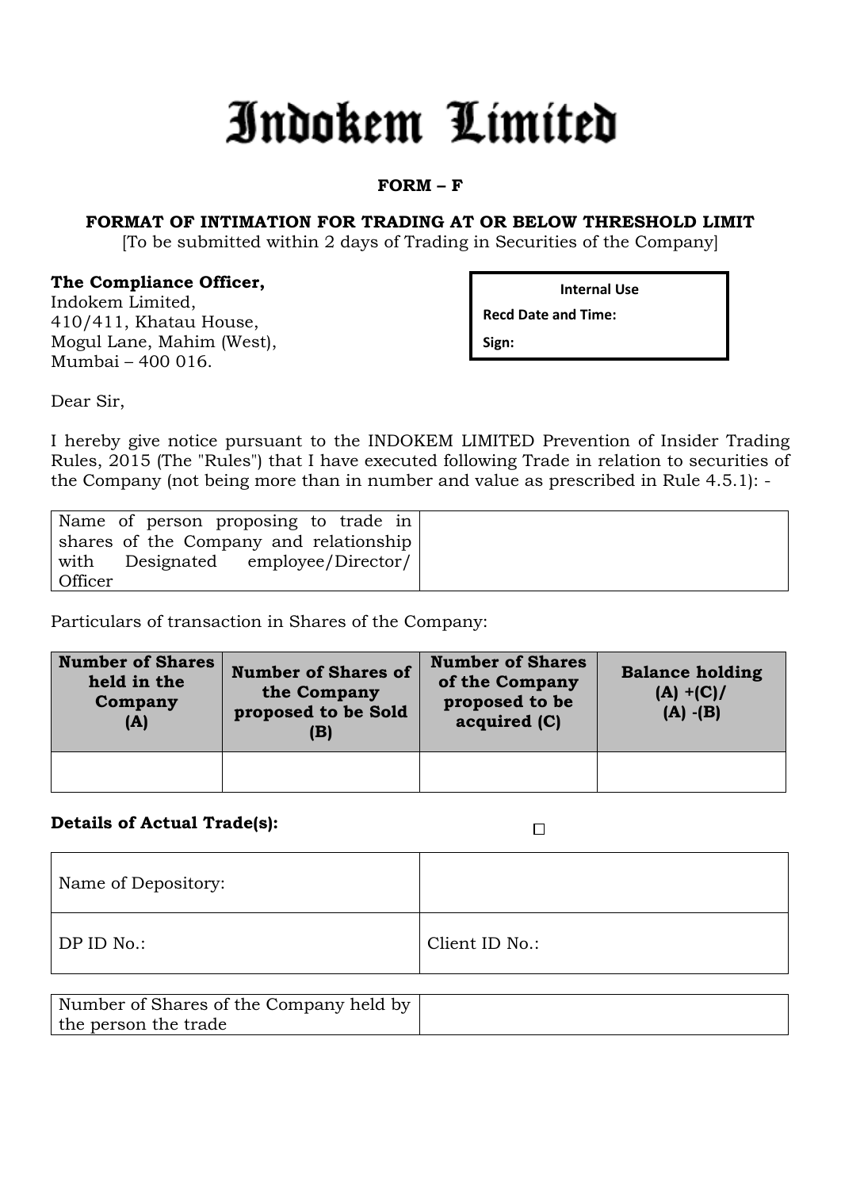# Indokem Limited

**FORM – F**

**FORMAT OF INTIMATION FOR TRADING AT OR BELOW THRESHOLD LIMIT**

[To be submitted within 2 days of Trading in Securities of the Company]

**The Compliance Officer,**
Indokem Limited,
410/411, Khatau House,
Mogul Lane, Mahim (West),
Mumbai – 400 016.

| Internal Use |
|---|
| **Recd Date and Time:** |
| **Sign:** |

Dear Sir,

I hereby give notice pursuant to the INDOKEM LIMITED Prevention of Insider Trading Rules, 2015 (The "Rules") that I have executed following Trade in relation to securities of the Company (not being more than in number and value as prescribed in Rule 4.5.1): -

| Name of person proposing to trade in shares of the Company and relationship with Designated employee/Director/ Officer | |
|---|---|

Particulars of transaction in Shares of the Company:

| Number of Shares held in the Company (A) | Number of Shares of the Company proposed to be Sold (B) | Number of Shares of the Company proposed to be acquired (C) | Balance holding (A) +(C)/ (A) -(B) |
|---|---|---|---|
| | | | |

**Details of Actual Trade(s):** ☐

| Name of Depository: | |
|---|---|
| DP ID No.: | Client ID No.: |

| Number of Shares of the Company held by the person the trade | |
|---|---|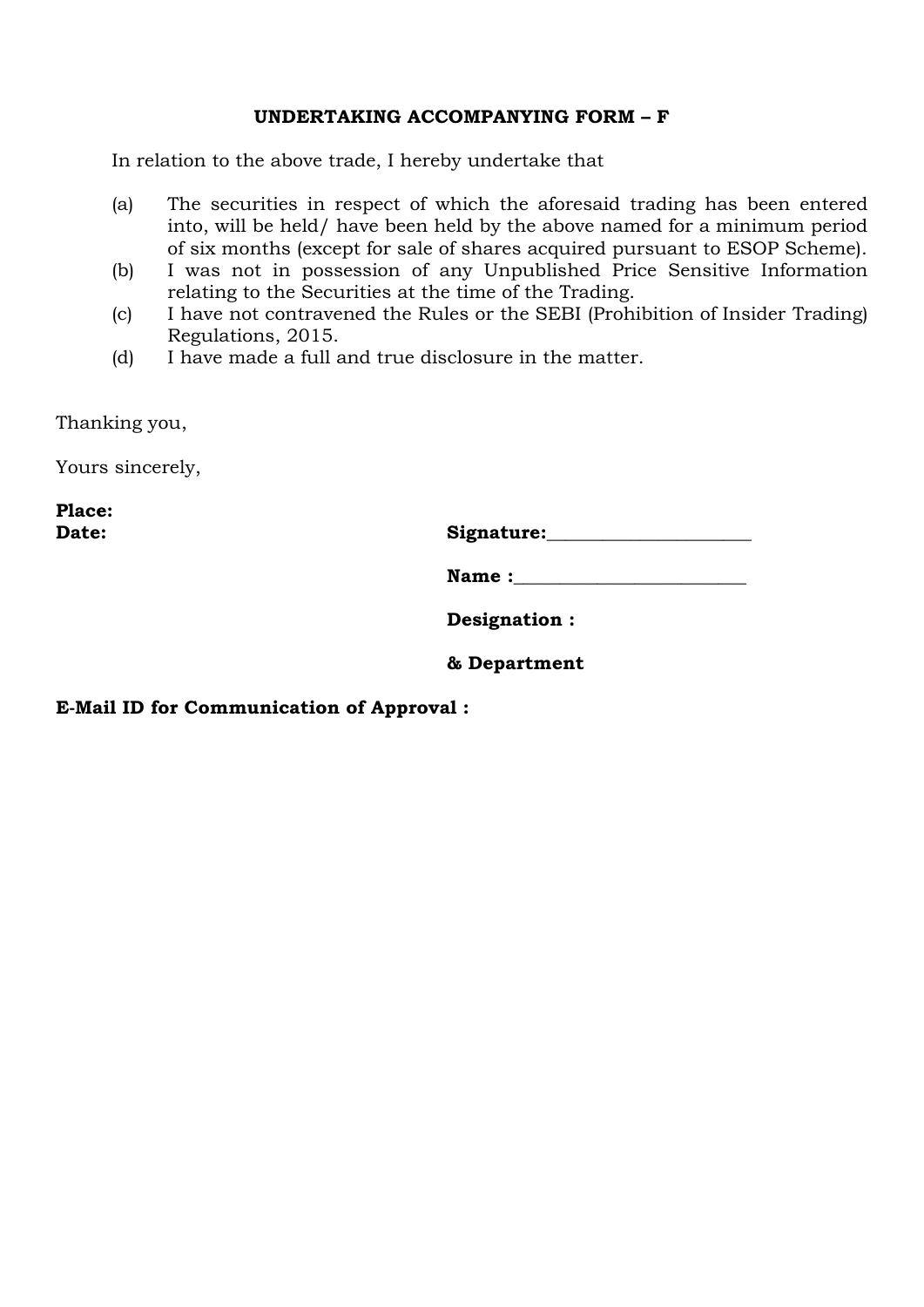**UNDERTAKING ACCOMPANYING FORM – F**

In relation to the above trade, I hereby undertake that

(a) The securities in respect of which the aforesaid trading has been entered into, will be held/ have been held by the above named for a minimum period of six months (except for sale of shares acquired pursuant to ESOP Scheme).

(b) I was not in possession of any Unpublished Price Sensitive Information relating to the Securities at the time of the Trading.

(c) I have not contravened the Rules or the SEBI (Prohibition of Insider Trading) Regulations, 2015.

(d) I have made a full and true disclosure in the matter.

Thanking you,

Yours sincerely,

**Place:**

**Date:**

**Signature:**______________________

**Name :**_________________________

**Designation :**

**& Department**

**E-Mail ID for Communication of Approval :**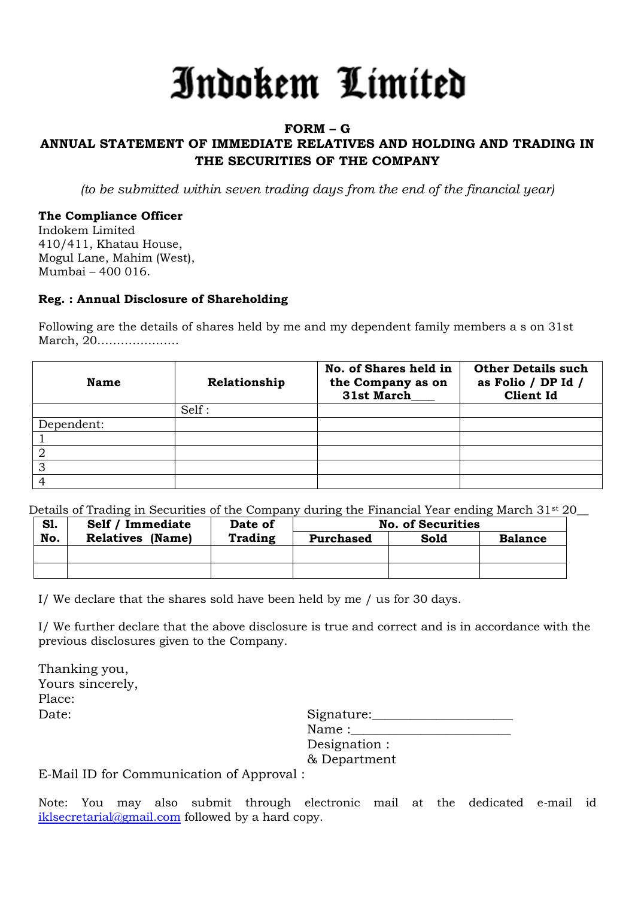# Indokem Limited

**FORM – G**

**ANNUAL STATEMENT OF IMMEDIATE RELATIVES AND HOLDING AND TRADING IN THE SECURITIES OF THE COMPANY**

*(to be submitted within seven trading days from the end of the financial year)*

**The Compliance Officer**
Indokem Limited
410/411, Khatau House,
Mogul Lane, Mahim (West),
Mumbai – 400 016.

**Reg. : Annual Disclosure of Shareholding**

Following are the details of shares held by me and my dependent family members a s on 31st March, 20…………………

| Name | Relationship | No. of Shares held in the Company as on 31st March____ | Other Details such as Folio / DP Id / Client Id |
|---|---|---|---|
| | Self : | | |
| Dependent: | | | |
| 1 | | | |
| 2 | | | |
| 3 | | | |
| 4 | | | |

Details of Trading in Securities of the Company during the Financial Year ending March 31st 20__

| Sl. No. | Self / Immediate Relatives (Name) | Date of Trading | No. of Securities | | |
|---|---|---|---|---|---|
| | | | Purchased | Sold | Balance |
| | | | | | |
| | | | | | |

I/ We declare that the shares sold have been held by me / us for 30 days.

I/ We further declare that the above disclosure is true and correct and is in accordance with the previous disclosures given to the Company.

Thanking you,
Yours sincerely,
Place:
Date:

Signature:_____________________
Name :_________________________
Designation :
& Department

E-Mail ID for Communication of Approval :

Note: You may also submit through electronic mail at the dedicated e-mail id iklsecretarial@gmail.com followed by a hard copy.